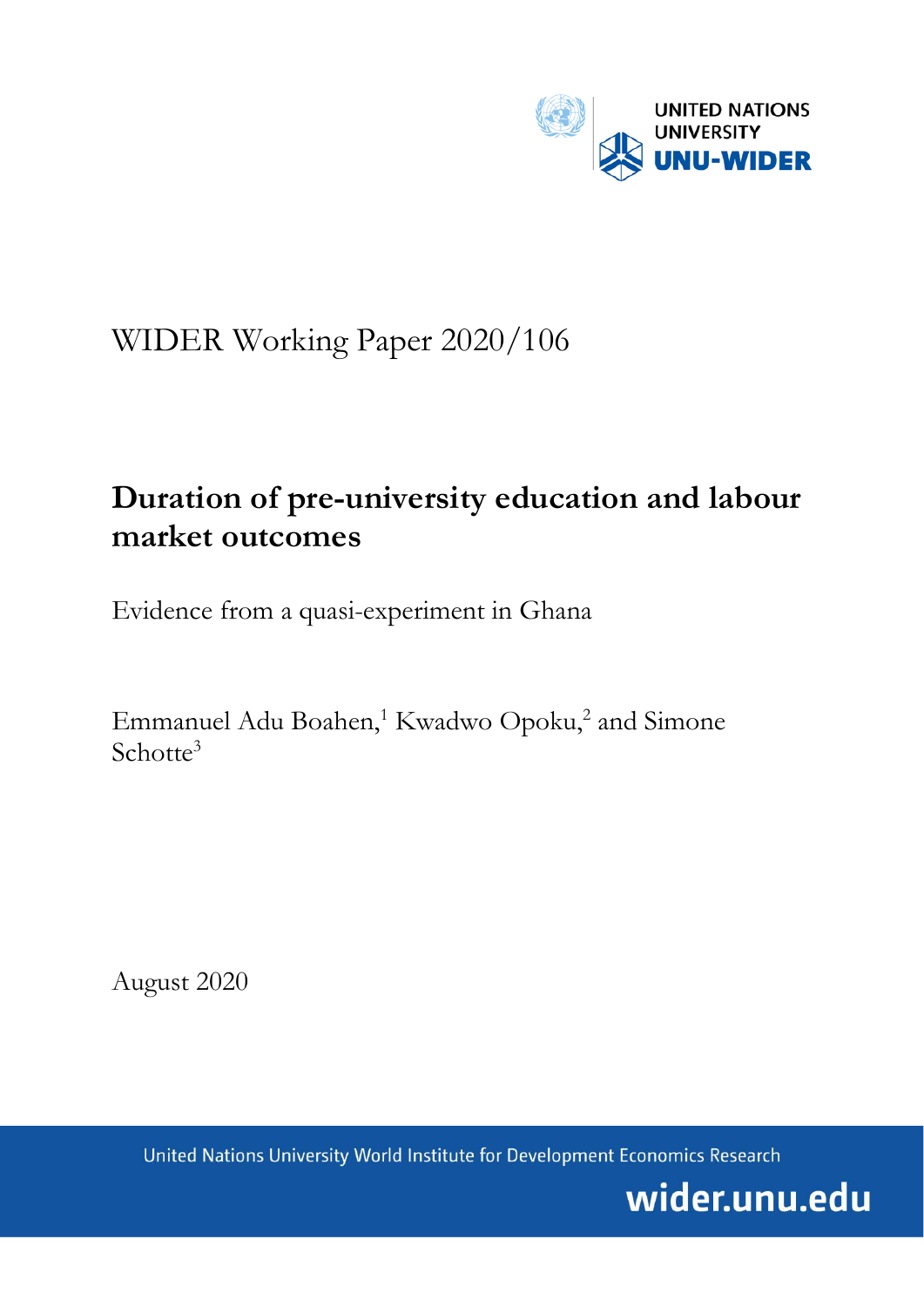UNITED NATIONS UNIVERSITY
UNU-WIDER

WIDER Working Paper 2020/106

# Duration of pre-university education and labour market outcomes

Evidence from a quasi-experiment in Ghana

Emmanuel Adu Boahen,[1] Kwadwo Opoku,[2] and Simone Schotte[3]

August 2020

United Nations University World Institute for Development Economics Research

wider.unu.edu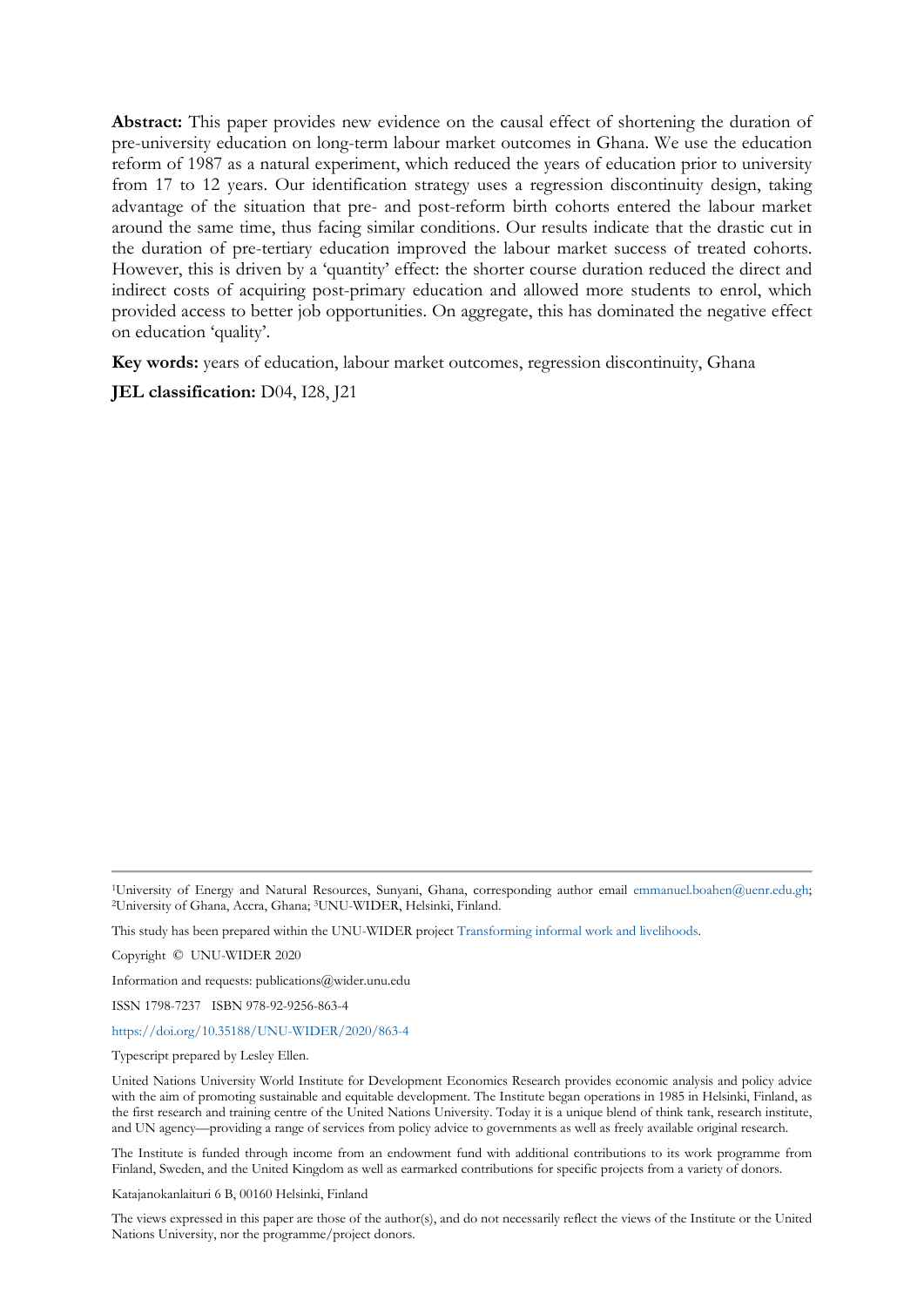**Abstract:** This paper provides new evidence on the causal effect of shortening the duration of pre-university education on long-term labour market outcomes in Ghana. We use the education reform of 1987 as a natural experiment, which reduced the years of education prior to university from 17 to 12 years. Our identification strategy uses a regression discontinuity design, taking advantage of the situation that pre- and post-reform birth cohorts entered the labour market around the same time, thus facing similar conditions. Our results indicate that the drastic cut in the duration of pre-tertiary education improved the labour market success of treated cohorts. However, this is driven by a 'quantity' effect: the shorter course duration reduced the direct and indirect costs of acquiring post-primary education and allowed more students to enrol, which provided access to better job opportunities. On aggregate, this has dominated the negative effect on education 'quality'.

**Key words:** years of education, labour market outcomes, regression discontinuity, Ghana

**JEL classification:** D04, I28, J21

---

[1]University of Energy and Natural Resources, Sunyani, Ghana, corresponding author email emmanuel.boahen@uenr.edu.gh; [2]University of Ghana, Accra, Ghana; [3]UNU-WIDER, Helsinki, Finland.

This study has been prepared within the UNU-WIDER project Transforming informal work and livelihoods.

Copyright © UNU-WIDER 2020

Information and requests: publications@wider.unu.edu

ISSN 1798-7237 ISBN 978-92-9256-863-4

https://doi.org/10.35188/UNU-WIDER/2020/863-4

Typescript prepared by Lesley Ellen.

United Nations University World Institute for Development Economics Research provides economic analysis and policy advice with the aim of promoting sustainable and equitable development. The Institute began operations in 1985 in Helsinki, Finland, as the first research and training centre of the United Nations University. Today it is a unique blend of think tank, research institute, and UN agency—providing a range of services from policy advice to governments as well as freely available original research.

The Institute is funded through income from an endowment fund with additional contributions to its work programme from Finland, Sweden, and the United Kingdom as well as earmarked contributions for specific projects from a variety of donors.

Katajanokanlaituri 6 B, 00160 Helsinki, Finland

The views expressed in this paper are those of the author(s), and do not necessarily reflect the views of the Institute or the United Nations University, nor the programme/project donors.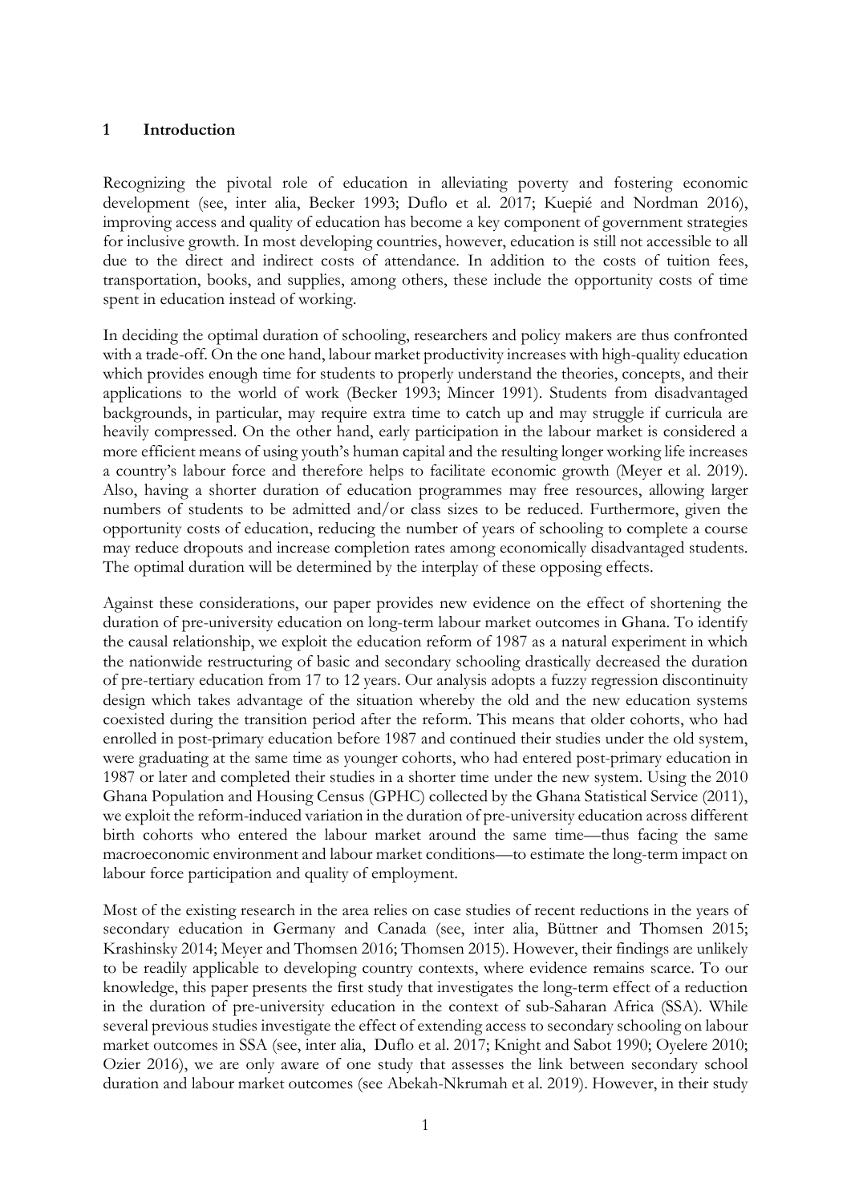## 1 Introduction

Recognizing the pivotal role of education in alleviating poverty and fostering economic development (see, inter alia, Becker 1993; Duflo et al. 2017; Kuepié and Nordman 2016), improving access and quality of education has become a key component of government strategies for inclusive growth. In most developing countries, however, education is still not accessible to all due to the direct and indirect costs of attendance. In addition to the costs of tuition fees, transportation, books, and supplies, among others, these include the opportunity costs of time spent in education instead of working.

In deciding the optimal duration of schooling, researchers and policy makers are thus confronted with a trade-off. On the one hand, labour market productivity increases with high-quality education which provides enough time for students to properly understand the theories, concepts, and their applications to the world of work (Becker 1993; Mincer 1991). Students from disadvantaged backgrounds, in particular, may require extra time to catch up and may struggle if curricula are heavily compressed. On the other hand, early participation in the labour market is considered a more efficient means of using youth's human capital and the resulting longer working life increases a country's labour force and therefore helps to facilitate economic growth (Meyer et al. 2019). Also, having a shorter duration of education programmes may free resources, allowing larger numbers of students to be admitted and/or class sizes to be reduced. Furthermore, given the opportunity costs of education, reducing the number of years of schooling to complete a course may reduce dropouts and increase completion rates among economically disadvantaged students. The optimal duration will be determined by the interplay of these opposing effects.

Against these considerations, our paper provides new evidence on the effect of shortening the duration of pre-university education on long-term labour market outcomes in Ghana. To identify the causal relationship, we exploit the education reform of 1987 as a natural experiment in which the nationwide restructuring of basic and secondary schooling drastically decreased the duration of pre-tertiary education from 17 to 12 years. Our analysis adopts a fuzzy regression discontinuity design which takes advantage of the situation whereby the old and the new education systems coexisted during the transition period after the reform. This means that older cohorts, who had enrolled in post-primary education before 1987 and continued their studies under the old system, were graduating at the same time as younger cohorts, who had entered post-primary education in 1987 or later and completed their studies in a shorter time under the new system. Using the 2010 Ghana Population and Housing Census (GPHC) collected by the Ghana Statistical Service (2011), we exploit the reform-induced variation in the duration of pre-university education across different birth cohorts who entered the labour market around the same time—thus facing the same macroeconomic environment and labour market conditions—to estimate the long-term impact on labour force participation and quality of employment.

Most of the existing research in the area relies on case studies of recent reductions in the years of secondary education in Germany and Canada (see, inter alia, Büttner and Thomsen 2015; Krashinsky 2014; Meyer and Thomsen 2016; Thomsen 2015). However, their findings are unlikely to be readily applicable to developing country contexts, where evidence remains scarce. To our knowledge, this paper presents the first study that investigates the long-term effect of a reduction in the duration of pre-university education in the context of sub-Saharan Africa (SSA). While several previous studies investigate the effect of extending access to secondary schooling on labour market outcomes in SSA (see, inter alia, Duflo et al. 2017; Knight and Sabot 1990; Oyelere 2010; Ozier 2016), we are only aware of one study that assesses the link between secondary school duration and labour market outcomes (see Abekah-Nkrumah et al. 2019). However, in their study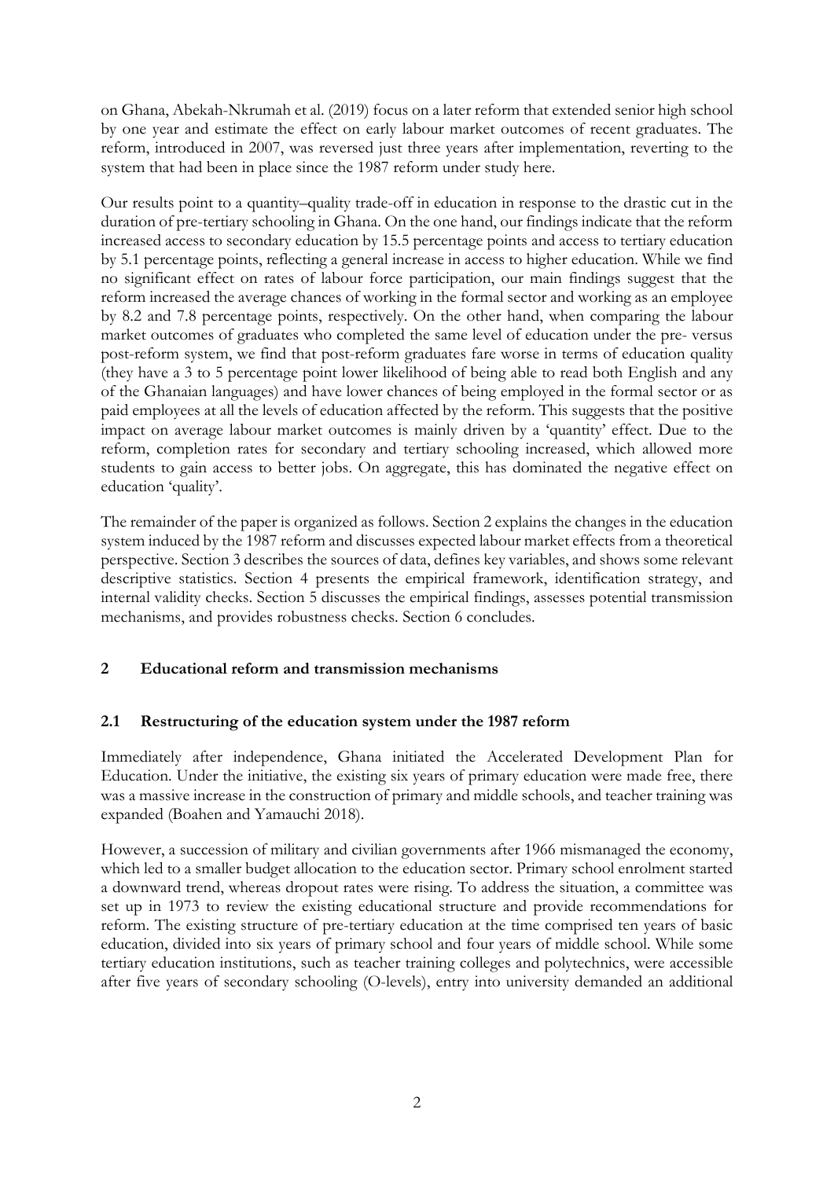on Ghana, Abekah-Nkrumah et al. (2019) focus on a later reform that extended senior high school by one year and estimate the effect on early labour market outcomes of recent graduates. The reform, introduced in 2007, was reversed just three years after implementation, reverting to the system that had been in place since the 1987 reform under study here.

Our results point to a quantity–quality trade-off in education in response to the drastic cut in the duration of pre-tertiary schooling in Ghana. On the one hand, our findings indicate that the reform increased access to secondary education by 15.5 percentage points and access to tertiary education by 5.1 percentage points, reflecting a general increase in access to higher education. While we find no significant effect on rates of labour force participation, our main findings suggest that the reform increased the average chances of working in the formal sector and working as an employee by 8.2 and 7.8 percentage points, respectively. On the other hand, when comparing the labour market outcomes of graduates who completed the same level of education under the pre- versus post-reform system, we find that post-reform graduates fare worse in terms of education quality (they have a 3 to 5 percentage point lower likelihood of being able to read both English and any of the Ghanaian languages) and have lower chances of being employed in the formal sector or as paid employees at all the levels of education affected by the reform. This suggests that the positive impact on average labour market outcomes is mainly driven by a 'quantity' effect. Due to the reform, completion rates for secondary and tertiary schooling increased, which allowed more students to gain access to better jobs. On aggregate, this has dominated the negative effect on education 'quality'.

The remainder of the paper is organized as follows. Section 2 explains the changes in the education system induced by the 1987 reform and discusses expected labour market effects from a theoretical perspective. Section 3 describes the sources of data, defines key variables, and shows some relevant descriptive statistics. Section 4 presents the empirical framework, identification strategy, and internal validity checks. Section 5 discusses the empirical findings, assesses potential transmission mechanisms, and provides robustness checks. Section 6 concludes.

## 2 Educational reform and transmission mechanisms

### 2.1 Restructuring of the education system under the 1987 reform

Immediately after independence, Ghana initiated the Accelerated Development Plan for Education. Under the initiative, the existing six years of primary education were made free, there was a massive increase in the construction of primary and middle schools, and teacher training was expanded (Boahen and Yamauchi 2018).

However, a succession of military and civilian governments after 1966 mismanaged the economy, which led to a smaller budget allocation to the education sector. Primary school enrolment started a downward trend, whereas dropout rates were rising. To address the situation, a committee was set up in 1973 to review the existing educational structure and provide recommendations for reform. The existing structure of pre-tertiary education at the time comprised ten years of basic education, divided into six years of primary school and four years of middle school. While some tertiary education institutions, such as teacher training colleges and polytechnics, were accessible after five years of secondary schooling (O-levels), entry into university demanded an additional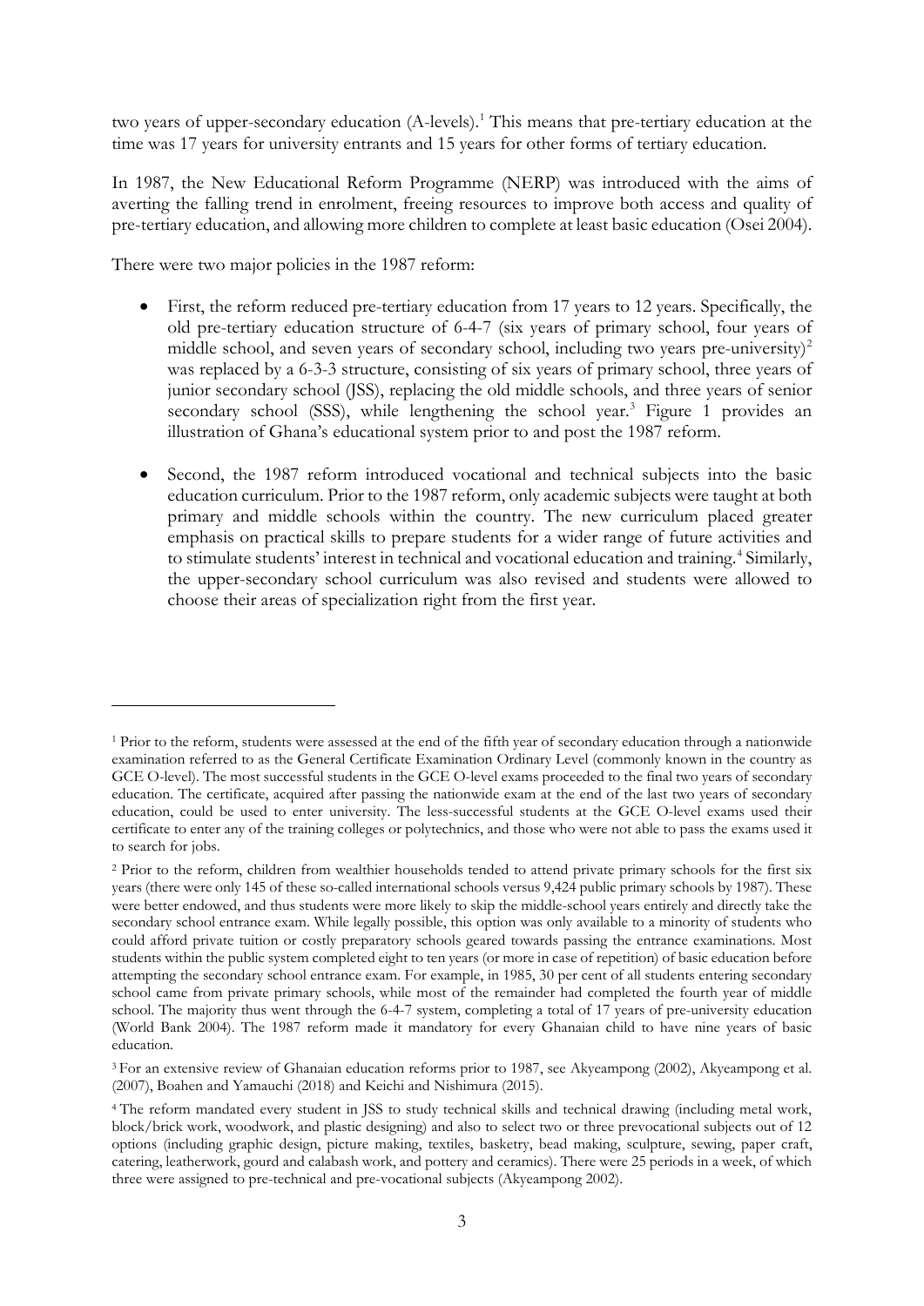two years of upper-secondary education (A-levels).[1] This means that pre-tertiary education at the time was 17 years for university entrants and 15 years for other forms of tertiary education.

In 1987, the New Educational Reform Programme (NERP) was introduced with the aims of averting the falling trend in enrolment, freeing resources to improve both access and quality of pre-tertiary education, and allowing more children to complete at least basic education (Osei 2004).

There were two major policies in the 1987 reform:

- First, the reform reduced pre-tertiary education from 17 years to 12 years. Specifically, the old pre-tertiary education structure of 6-4-7 (six years of primary school, four years of middle school, and seven years of secondary school, including two years pre-university)[2] was replaced by a 6-3-3 structure, consisting of six years of primary school, three years of junior secondary school (JSS), replacing the old middle schools, and three years of senior secondary school (SSS), while lengthening the school year.[3] Figure 1 provides an illustration of Ghana's educational system prior to and post the 1987 reform.
- Second, the 1987 reform introduced vocational and technical subjects into the basic education curriculum. Prior to the 1987 reform, only academic subjects were taught at both primary and middle schools within the country. The new curriculum placed greater emphasis on practical skills to prepare students for a wider range of future activities and to stimulate students' interest in technical and vocational education and training.[4] Similarly, the upper-secondary school curriculum was also revised and students were allowed to choose their areas of specialization right from the first year.

---

[1] Prior to the reform, students were assessed at the end of the fifth year of secondary education through a nationwide examination referred to as the General Certificate Examination Ordinary Level (commonly known in the country as GCE O-level). The most successful students in the GCE O-level exams proceeded to the final two years of secondary education. The certificate, acquired after passing the nationwide exam at the end of the last two years of secondary education, could be used to enter university. The less-successful students at the GCE O-level exams used their certificate to enter any of the training colleges or polytechnics, and those who were not able to pass the exams used it to search for jobs.

[2] Prior to the reform, children from wealthier households tended to attend private primary schools for the first six years (there were only 145 of these so-called international schools versus 9,424 public primary schools by 1987). These were better endowed, and thus students were more likely to skip the middle-school years entirely and directly take the secondary school entrance exam. While legally possible, this option was only available to a minority of students who could afford private tuition or costly preparatory schools geared towards passing the entrance examinations. Most students within the public system completed eight to ten years (or more in case of repetition) of basic education before attempting the secondary school entrance exam. For example, in 1985, 30 per cent of all students entering secondary school came from private primary schools, while most of the remainder had completed the fourth year of middle school. The majority thus went through the 6-4-7 system, completing a total of 17 years of pre-university education (World Bank 2004). The 1987 reform made it mandatory for every Ghanaian child to have nine years of basic education.

[3] For an extensive review of Ghanaian education reforms prior to 1987, see Akyeampong (2002), Akyeampong et al. (2007), Boahen and Yamauchi (2018) and Keichi and Nishimura (2015).

[4] The reform mandated every student in JSS to study technical skills and technical drawing (including metal work, block/brick work, woodwork, and plastic designing) and also to select two or three prevocational subjects out of 12 options (including graphic design, picture making, textiles, basketry, bead making, sculpture, sewing, paper craft, catering, leatherwork, gourd and calabash work, and pottery and ceramics). There were 25 periods in a week, of which three were assigned to pre-technical and pre-vocational subjects (Akyeampong 2002).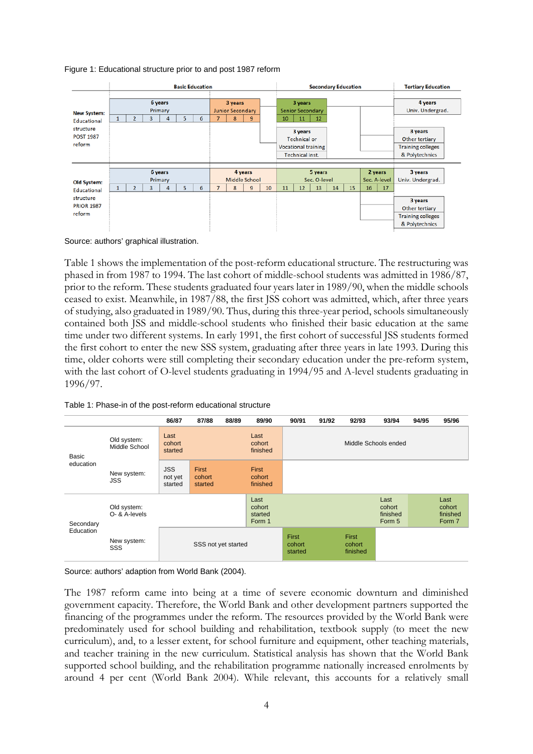Figure 1: Educational structure prior to and post 1987 reform

| | Basic Education | | Secondary Education | | Tertiary Education |
|---|---|---|---|---|---|
| **New System:** Educational structure POST 1987 reform | 6 years Primary (1, 2, 3, 4, 5, 6) | 3 years Junior Secondary (7, 8, 9) | 3 years Senior Secondary (10, 11, 12) | | 4 years Univ. Undergrad. |
| | | | 3 years Technical or Vocational training Technical inst. | | 3 years Other tertiary Training colleges & Polytechnics |
| **Old System:** Educational structure PRIOR 1987 reform | 6 years Primary (1, 2, 3, 4, 5, 6) | 4 years Middle School (7, 8, 9, 10) | 5 years Sec. O-level (11, 12, 13, 14, 15) | 2 years Sec. A-level (16, 17) | 3 years Univ. Undergrad. |
| | | | | | 3 years Other tertiary Training colleges & Polytechnics |

Source: authors' graphical illustration.

Table 1 shows the implementation of the post-reform educational structure. The restructuring was phased in from 1987 to 1994. The last cohort of middle-school students was admitted in 1986/87, prior to the reform. These students graduated four years later in 1989/90, when the middle schools ceased to exist. Meanwhile, in 1987/88, the first JSS cohort was admitted, which, after three years of studying, also graduated in 1989/90. Thus, during this three-year period, schools simultaneously contained both JSS and middle-school students who finished their basic education at the same time under two different systems. In early 1991, the first cohort of successful JSS students formed the first cohort to enter the new SSS system, graduating after three years in late 1993. During this time, older cohorts were still completing their secondary education under the pre-reform system, with the last cohort of O-level students graduating in 1994/95 and A-level students graduating in 1996/97.

Table 1: Phase-in of the post-reform educational structure

| | | 86/87 | 87/88 | 88/89 | 89/90 | 90/91 | 91/92 | 92/93 | 93/94 | 94/95 | 95/96 |
|---|---|---|---|---|---|---|---|---|---|---|---|
| Basic education | Old system: Middle School | Last cohort started | | | Last cohort finished | Middle Schools ended | | | | | |
| | New system: JSS | JSS not yet started | First cohort started | | First cohort finished | | | | | | |
| Secondary Education | Old system: O- & A-levels | | | | Last cohort started Form 1 | | | | Last cohort finished Form 5 | | Last cohort finished Form 7 |
| | New system: SSS | SSS not yet started | | | | First cohort started | | First cohort finished | | | |

Source: authors' adaption from World Bank (2004).

The 1987 reform came into being at a time of severe economic downturn and diminished government capacity. Therefore, the World Bank and other development partners supported the financing of the programmes under the reform. The resources provided by the World Bank were predominately used for school building and rehabilitation, textbook supply (to meet the new curriculum), and, to a lesser extent, for school furniture and equipment, other teaching materials, and teacher training in the new curriculum. Statistical analysis has shown that the World Bank supported school building, and the rehabilitation programme nationally increased enrolments by around 4 per cent (World Bank 2004). While relevant, this accounts for a relatively small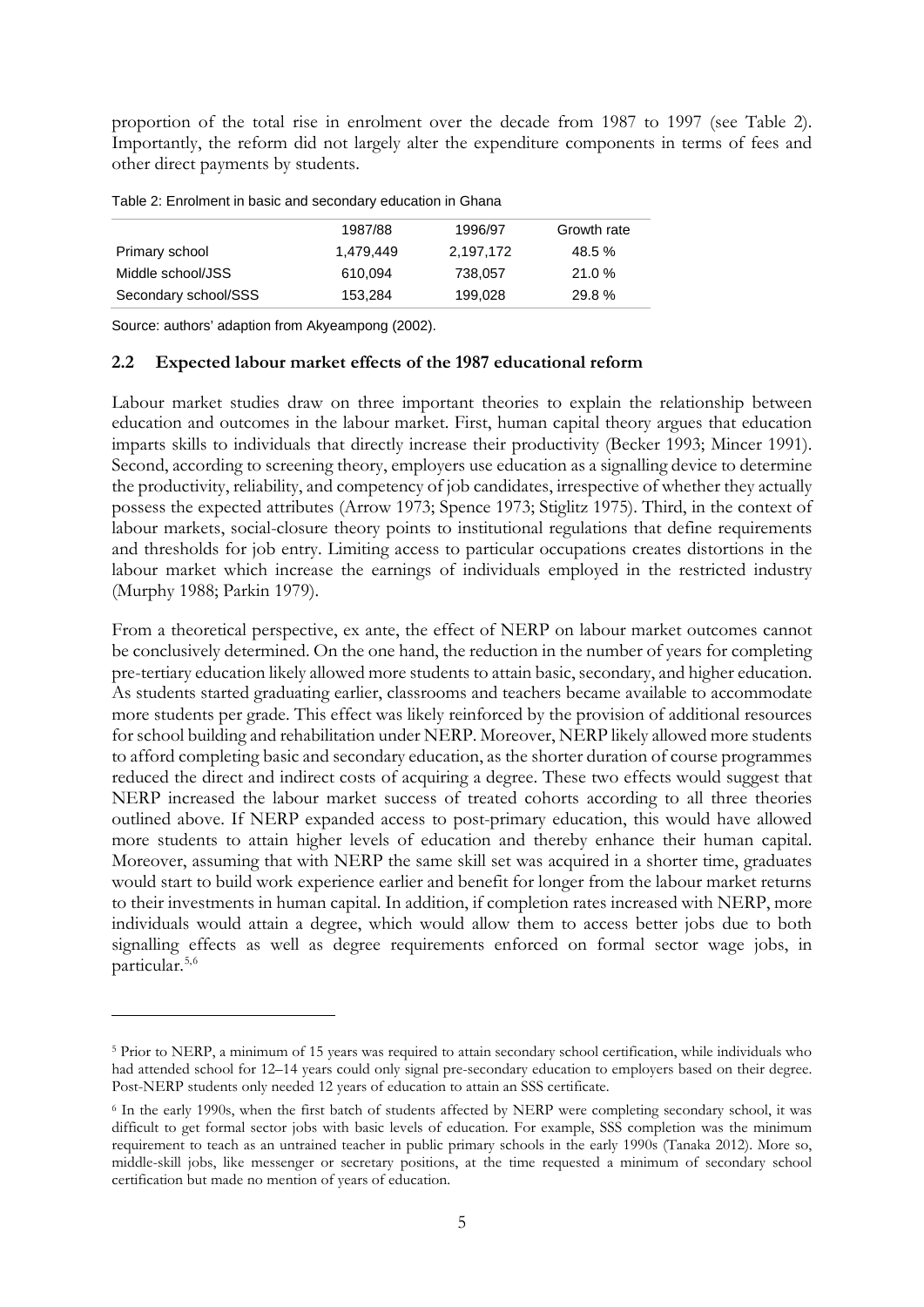proportion of the total rise in enrolment over the decade from 1987 to 1997 (see Table 2). Importantly, the reform did not largely alter the expenditure components in terms of fees and other direct payments by students.

Table 2: Enrolment in basic and secondary education in Ghana

| | 1987/88 | 1996/97 | Growth rate |
|---|---|---|---|
| Primary school | 1,479,449 | 2,197,172 | 48.5 % |
| Middle school/JSS | 610,094 | 738,057 | 21.0 % |
| Secondary school/SSS | 153,284 | 199,028 | 29.8 % |

Source: authors' adaption from Akyeampong (2002).

### 2.2 Expected labour market effects of the 1987 educational reform

Labour market studies draw on three important theories to explain the relationship between education and outcomes in the labour market. First, human capital theory argues that education imparts skills to individuals that directly increase their productivity (Becker 1993; Mincer 1991). Second, according to screening theory, employers use education as a signalling device to determine the productivity, reliability, and competency of job candidates, irrespective of whether they actually possess the expected attributes (Arrow 1973; Spence 1973; Stiglitz 1975). Third, in the context of labour markets, social-closure theory points to institutional regulations that define requirements and thresholds for job entry. Limiting access to particular occupations creates distortions in the labour market which increase the earnings of individuals employed in the restricted industry (Murphy 1988; Parkin 1979).

From a theoretical perspective, ex ante, the effect of NERP on labour market outcomes cannot be conclusively determined. On the one hand, the reduction in the number of years for completing pre-tertiary education likely allowed more students to attain basic, secondary, and higher education. As students started graduating earlier, classrooms and teachers became available to accommodate more students per grade. This effect was likely reinforced by the provision of additional resources for school building and rehabilitation under NERP. Moreover, NERP likely allowed more students to afford completing basic and secondary education, as the shorter duration of course programmes reduced the direct and indirect costs of acquiring a degree. These two effects would suggest that NERP increased the labour market success of treated cohorts according to all three theories outlined above. If NERP expanded access to post-primary education, this would have allowed more students to attain higher levels of education and thereby enhance their human capital. Moreover, assuming that with NERP the same skill set was acquired in a shorter time, graduates would start to build work experience earlier and benefit for longer from the labour market returns to their investments in human capital. In addition, if completion rates increased with NERP, more individuals would attain a degree, which would allow them to access better jobs due to both signalling effects as well as degree requirements enforced on formal sector wage jobs, in particular.[5,6]

[5] Prior to NERP, a minimum of 15 years was required to attain secondary school certification, while individuals who had attended school for 12–14 years could only signal pre-secondary education to employers based on their degree. Post-NERP students only needed 12 years of education to attain an SSS certificate.

[6] In the early 1990s, when the first batch of students affected by NERP were completing secondary school, it was difficult to get formal sector jobs with basic levels of education. For example, SSS completion was the minimum requirement to teach as an untrained teacher in public primary schools in the early 1990s (Tanaka 2012). More so, middle-skill jobs, like messenger or secretary positions, at the time requested a minimum of secondary school certification but made no mention of years of education.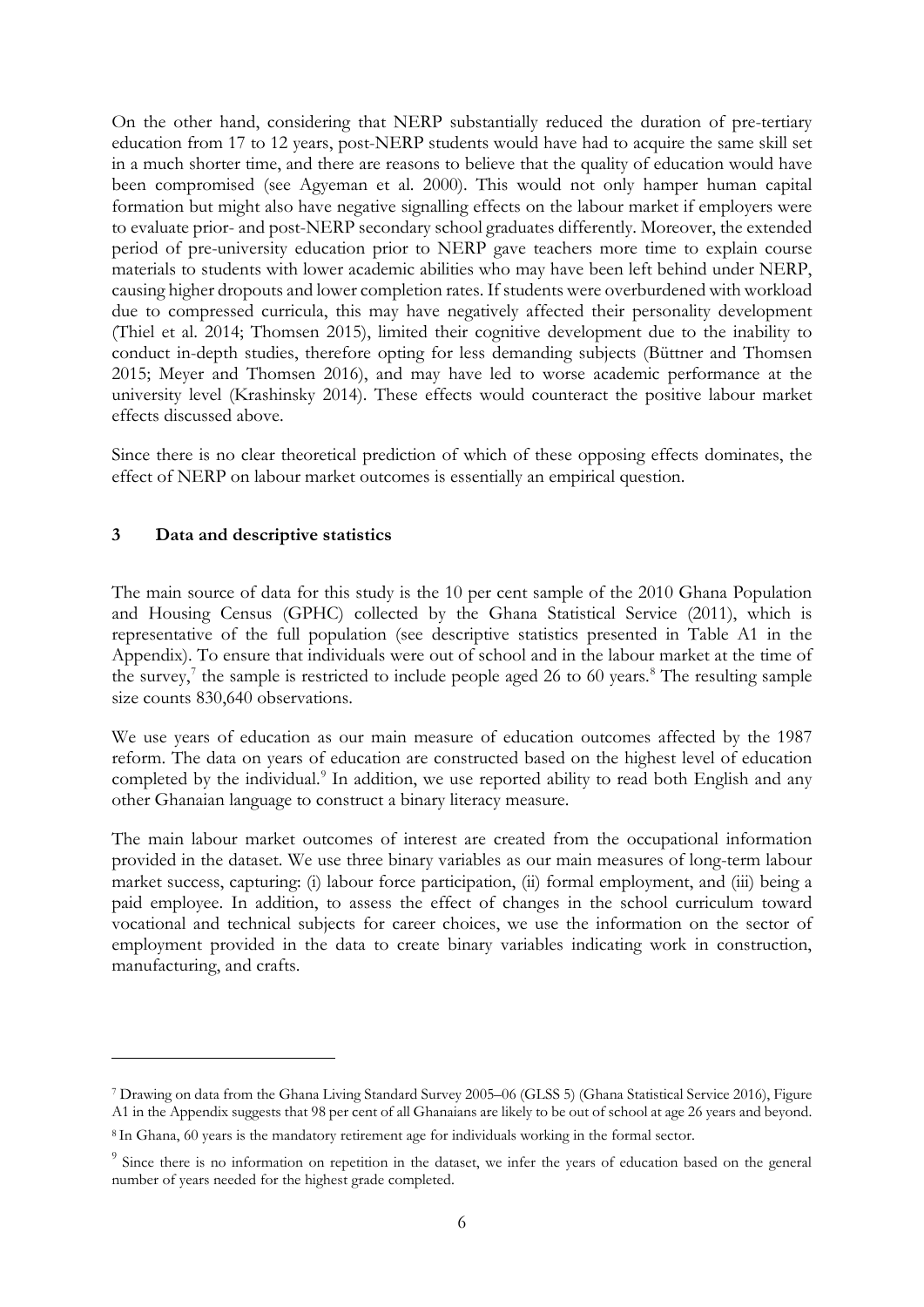On the other hand, considering that NERP substantially reduced the duration of pre-tertiary education from 17 to 12 years, post-NERP students would have had to acquire the same skill set in a much shorter time, and there are reasons to believe that the quality of education would have been compromised (see Agyeman et al. 2000). This would not only hamper human capital formation but might also have negative signalling effects on the labour market if employers were to evaluate prior- and post-NERP secondary school graduates differently. Moreover, the extended period of pre-university education prior to NERP gave teachers more time to explain course materials to students with lower academic abilities who may have been left behind under NERP, causing higher dropouts and lower completion rates. If students were overburdened with workload due to compressed curricula, this may have negatively affected their personality development (Thiel et al. 2014; Thomsen 2015), limited their cognitive development due to the inability to conduct in-depth studies, therefore opting for less demanding subjects (Büttner and Thomsen 2015; Meyer and Thomsen 2016), and may have led to worse academic performance at the university level (Krashinsky 2014). These effects would counteract the positive labour market effects discussed above.

Since there is no clear theoretical prediction of which of these opposing effects dominates, the effect of NERP on labour market outcomes is essentially an empirical question.

## 3 Data and descriptive statistics

The main source of data for this study is the 10 per cent sample of the 2010 Ghana Population and Housing Census (GPHC) collected by the Ghana Statistical Service (2011), which is representative of the full population (see descriptive statistics presented in Table A1 in the Appendix). To ensure that individuals were out of school and in the labour market at the time of the survey,[7] the sample is restricted to include people aged 26 to 60 years.[8] The resulting sample size counts 830,640 observations.

We use years of education as our main measure of education outcomes affected by the 1987 reform. The data on years of education are constructed based on the highest level of education completed by the individual.[9] In addition, we use reported ability to read both English and any other Ghanaian language to construct a binary literacy measure.

The main labour market outcomes of interest are created from the occupational information provided in the dataset. We use three binary variables as our main measures of long-term labour market success, capturing: (i) labour force participation, (ii) formal employment, and (iii) being a paid employee. In addition, to assess the effect of changes in the school curriculum toward vocational and technical subjects for career choices, we use the information on the sector of employment provided in the data to create binary variables indicating work in construction, manufacturing, and crafts.

---

[7] Drawing on data from the Ghana Living Standard Survey 2005–06 (GLSS 5) (Ghana Statistical Service 2016), Figure A1 in the Appendix suggests that 98 per cent of all Ghanaians are likely to be out of school at age 26 years and beyond.

[8] In Ghana, 60 years is the mandatory retirement age for individuals working in the formal sector.

[9] Since there is no information on repetition in the dataset, we infer the years of education based on the general number of years needed for the highest grade completed.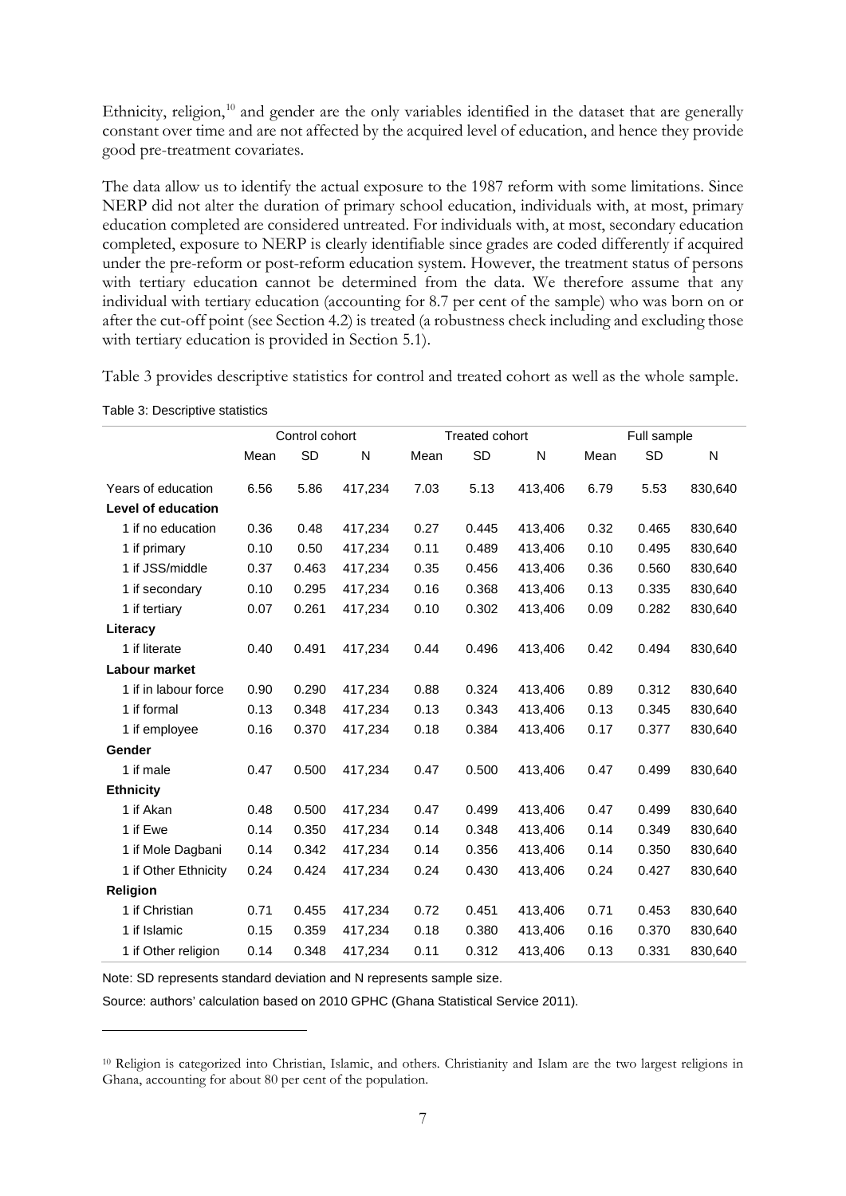Ethnicity, religion,[10] and gender are the only variables identified in the dataset that are generally constant over time and are not affected by the acquired level of education, and hence they provide good pre-treatment covariates.

The data allow us to identify the actual exposure to the 1987 reform with some limitations. Since NERP did not alter the duration of primary school education, individuals with, at most, primary education completed are considered untreated. For individuals with, at most, secondary education completed, exposure to NERP is clearly identifiable since grades are coded differently if acquired under the pre-reform or post-reform education system. However, the treatment status of persons with tertiary education cannot be determined from the data. We therefore assume that any individual with tertiary education (accounting for 8.7 per cent of the sample) who was born on or after the cut-off point (see Section 4.2) is treated (a robustness check including and excluding those with tertiary education is provided in Section 5.1).

Table 3 provides descriptive statistics for control and treated cohort as well as the whole sample.

Table 3: Descriptive statistics

| | Control cohort | | | Treated cohort | | | Full sample | | |
|---|---|---|---|---|---|---|---|---|---|
| | Mean | SD | N | Mean | SD | N | Mean | SD | N |
| Years of education | 6.56 | 5.86 | 417,234 | 7.03 | 5.13 | 413,406 | 6.79 | 5.53 | 830,640 |
| **Level of education** | | | | | | | | | |
| 1 if no education | 0.36 | 0.48 | 417,234 | 0.27 | 0.445 | 413,406 | 0.32 | 0.465 | 830,640 |
| 1 if primary | 0.10 | 0.50 | 417,234 | 0.11 | 0.489 | 413,406 | 0.10 | 0.495 | 830,640 |
| 1 if JSS/middle | 0.37 | 0.463 | 417,234 | 0.35 | 0.456 | 413,406 | 0.36 | 0.560 | 830,640 |
| 1 if secondary | 0.10 | 0.295 | 417,234 | 0.16 | 0.368 | 413,406 | 0.13 | 0.335 | 830,640 |
| 1 if tertiary | 0.07 | 0.261 | 417,234 | 0.10 | 0.302 | 413,406 | 0.09 | 0.282 | 830,640 |
| **Literacy** | | | | | | | | | |
| 1 if literate | 0.40 | 0.491 | 417,234 | 0.44 | 0.496 | 413,406 | 0.42 | 0.494 | 830,640 |
| **Labour market** | | | | | | | | | |
| 1 if in labour force | 0.90 | 0.290 | 417,234 | 0.88 | 0.324 | 413,406 | 0.89 | 0.312 | 830,640 |
| 1 if formal | 0.13 | 0.348 | 417,234 | 0.13 | 0.343 | 413,406 | 0.13 | 0.345 | 830,640 |
| 1 if employee | 0.16 | 0.370 | 417,234 | 0.18 | 0.384 | 413,406 | 0.17 | 0.377 | 830,640 |
| **Gender** | | | | | | | | | |
| 1 if male | 0.47 | 0.500 | 417,234 | 0.47 | 0.500 | 413,406 | 0.47 | 0.499 | 830,640 |
| **Ethnicity** | | | | | | | | | |
| 1 if Akan | 0.48 | 0.500 | 417,234 | 0.47 | 0.499 | 413,406 | 0.47 | 0.499 | 830,640 |
| 1 if Ewe | 0.14 | 0.350 | 417,234 | 0.14 | 0.348 | 413,406 | 0.14 | 0.349 | 830,640 |
| 1 if Mole Dagbani | 0.14 | 0.342 | 417,234 | 0.14 | 0.356 | 413,406 | 0.14 | 0.350 | 830,640 |
| 1 if Other Ethnicity | 0.24 | 0.424 | 417,234 | 0.24 | 0.430 | 413,406 | 0.24 | 0.427 | 830,640 |
| **Religion** | | | | | | | | | |
| 1 if Christian | 0.71 | 0.455 | 417,234 | 0.72 | 0.451 | 413,406 | 0.71 | 0.453 | 830,640 |
| 1 if Islamic | 0.15 | 0.359 | 417,234 | 0.18 | 0.380 | 413,406 | 0.16 | 0.370 | 830,640 |
| 1 if Other religion | 0.14 | 0.348 | 417,234 | 0.11 | 0.312 | 413,406 | 0.13 | 0.331 | 830,640 |

Note: SD represents standard deviation and N represents sample size.

Source: authors' calculation based on 2010 GPHC (Ghana Statistical Service 2011).

[10] Religion is categorized into Christian, Islamic, and others. Christianity and Islam are the two largest religions in Ghana, accounting for about 80 per cent of the population.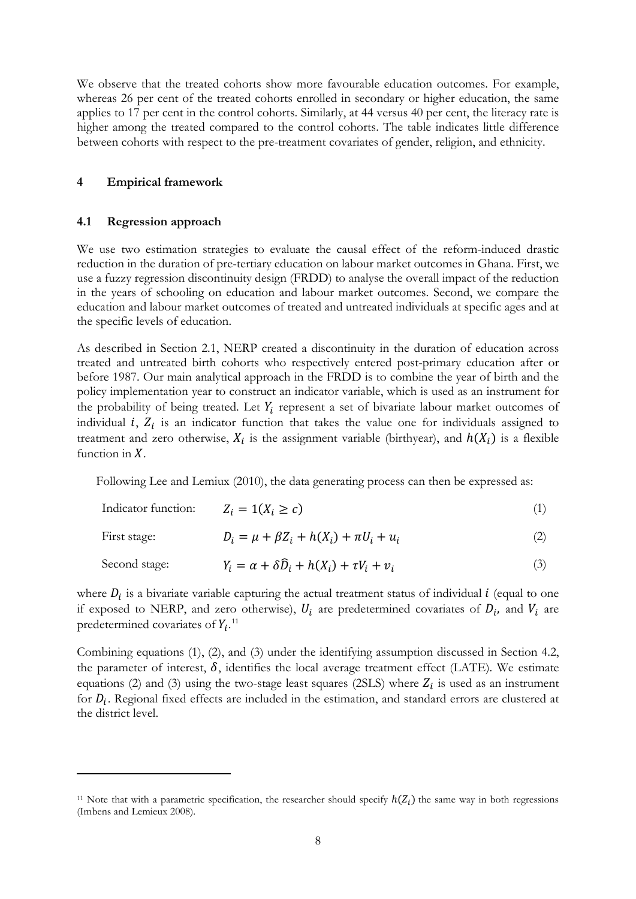We observe that the treated cohorts show more favourable education outcomes. For example, whereas 26 per cent of the treated cohorts enrolled in secondary or higher education, the same applies to 17 per cent in the control cohorts. Similarly, at 44 versus 40 per cent, the literacy rate is higher among the treated compared to the control cohorts. The table indicates little difference between cohorts with respect to the pre-treatment covariates of gender, religion, and ethnicity.

## 4 Empirical framework

### 4.1 Regression approach

We use two estimation strategies to evaluate the causal effect of the reform-induced drastic reduction in the duration of pre-tertiary education on labour market outcomes in Ghana. First, we use a fuzzy regression discontinuity design (FRDD) to analyse the overall impact of the reduction in the years of schooling on education and labour market outcomes. Second, we compare the education and labour market outcomes of treated and untreated individuals at specific ages and at the specific levels of education.

As described in Section 2.1, NERP created a discontinuity in the duration of education across treated and untreated birth cohorts who respectively entered post-primary education after or before 1987. Our main analytical approach in the FRDD is to combine the year of birth and the policy implementation year to construct an indicator variable, which is used as an instrument for the probability of being treated. Let $Y_i$ represent a set of bivariate labour market outcomes of individual $i$, $Z_i$ is an indicator function that takes the value one for individuals assigned to treatment and zero otherwise, $X_i$ is the assignment variable (birthyear), and $h(X_i)$ is a flexible function in $X$.

Following Lee and Lemiux (2010), the data generating process can then be expressed as:

Indicator function: $$Z_i = 1(X_i \geq c) \tag{1}$$

First stage: $$D_i = \mu + \beta Z_i + h(X_i) + \pi U_i + u_i \tag{2}$$

Second stage: $$Y_i = \alpha + \delta \widehat{D}_i + h(X_i) + \tau V_i + v_i \tag{3}$$

where $D_i$ is a bivariate variable capturing the actual treatment status of individual $i$ (equal to one if exposed to NERP, and zero otherwise), $U_i$ are predetermined covariates of $D_i$, and $V_i$ are predetermined covariates of $Y_i$.[11]

Combining equations (1), (2), and (3) under the identifying assumption discussed in Section 4.2, the parameter of interest, $\delta$, identifies the local average treatment effect (LATE). We estimate equations (2) and (3) using the two-stage least squares (2SLS) where $Z_i$ is used as an instrument for $D_i$. Regional fixed effects are included in the estimation, and standard errors are clustered at the district level.

[11] Note that with a parametric specification, the researcher should specify $h(Z_i)$ the same way in both regressions (Imbens and Lemieux 2008).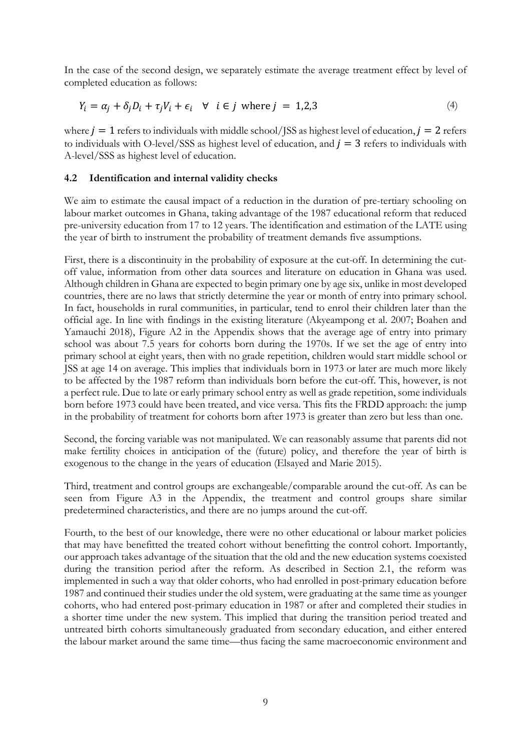In the case of the second design, we separately estimate the average treatment effect by level of completed education as follows:

$$Y_i = \alpha_j + \delta_j D_i + \tau_j V_i + \epsilon_i \quad \forall \quad i \in j \text{ where } j = 1,2,3 \tag{4}$$

where $j = 1$ refers to individuals with middle school/JSS as highest level of education, $j = 2$ refers to individuals with O-level/SSS as highest level of education, and $j = 3$ refers to individuals with A-level/SSS as highest level of education.

### 4.2 Identification and internal validity checks

We aim to estimate the causal impact of a reduction in the duration of pre-tertiary schooling on labour market outcomes in Ghana, taking advantage of the 1987 educational reform that reduced pre-university education from 17 to 12 years. The identification and estimation of the LATE using the year of birth to instrument the probability of treatment demands five assumptions.

First, there is a discontinuity in the probability of exposure at the cut-off. In determining the cut-off value, information from other data sources and literature on education in Ghana was used. Although children in Ghana are expected to begin primary one by age six, unlike in most developed countries, there are no laws that strictly determine the year or month of entry into primary school. In fact, households in rural communities, in particular, tend to enrol their children later than the official age. In line with findings in the existing literature (Akyeampong et al. 2007; Boahen and Yamauchi 2018), Figure A2 in the Appendix shows that the average age of entry into primary school was about 7.5 years for cohorts born during the 1970s. If we set the age of entry into primary school at eight years, then with no grade repetition, children would start middle school or JSS at age 14 on average. This implies that individuals born in 1973 or later are much more likely to be affected by the 1987 reform than individuals born before the cut-off. This, however, is not a perfect rule. Due to late or early primary school entry as well as grade repetition, some individuals born before 1973 could have been treated, and vice versa. This fits the FRDD approach: the jump in the probability of treatment for cohorts born after 1973 is greater than zero but less than one.

Second, the forcing variable was not manipulated. We can reasonably assume that parents did not make fertility choices in anticipation of the (future) policy, and therefore the year of birth is exogenous to the change in the years of education (Elsayed and Marie 2015).

Third, treatment and control groups are exchangeable/comparable around the cut-off. As can be seen from Figure A3 in the Appendix, the treatment and control groups share similar predetermined characteristics, and there are no jumps around the cut-off.

Fourth, to the best of our knowledge, there were no other educational or labour market policies that may have benefitted the treated cohort without benefitting the control cohort. Importantly, our approach takes advantage of the situation that the old and the new education systems coexisted during the transition period after the reform. As described in Section 2.1, the reform was implemented in such a way that older cohorts, who had enrolled in post-primary education before 1987 and continued their studies under the old system, were graduating at the same time as younger cohorts, who had entered post-primary education in 1987 or after and completed their studies in a shorter time under the new system. This implied that during the transition period treated and untreated birth cohorts simultaneously graduated from secondary education, and either entered the labour market around the same time—thus facing the same macroeconomic environment and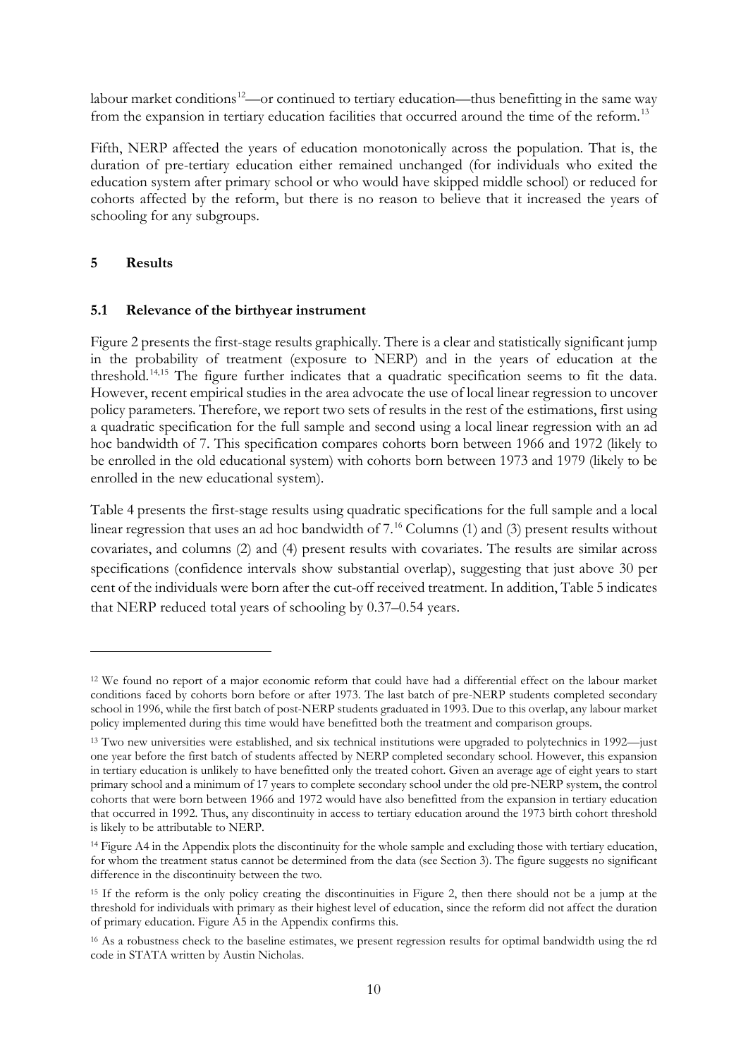labour market conditions[12]—or continued to tertiary education—thus benefitting in the same way from the expansion in tertiary education facilities that occurred around the time of the reform.[13]

Fifth, NERP affected the years of education monotonically across the population. That is, the duration of pre-tertiary education either remained unchanged (for individuals who exited the education system after primary school or who would have skipped middle school) or reduced for cohorts affected by the reform, but there is no reason to believe that it increased the years of schooling for any subgroups.

## 5 Results

### 5.1 Relevance of the birthyear instrument

Figure 2 presents the first-stage results graphically. There is a clear and statistically significant jump in the probability of treatment (exposure to NERP) and in the years of education at the threshold.[14,15] The figure further indicates that a quadratic specification seems to fit the data. However, recent empirical studies in the area advocate the use of local linear regression to uncover policy parameters. Therefore, we report two sets of results in the rest of the estimations, first using a quadratic specification for the full sample and second using a local linear regression with an ad hoc bandwidth of 7. This specification compares cohorts born between 1966 and 1972 (likely to be enrolled in the old educational system) with cohorts born between 1973 and 1979 (likely to be enrolled in the new educational system).

Table 4 presents the first-stage results using quadratic specifications for the full sample and a local linear regression that uses an ad hoc bandwidth of 7.[16] Columns (1) and (3) present results without covariates, and columns (2) and (4) present results with covariates. The results are similar across specifications (confidence intervals show substantial overlap), suggesting that just above 30 per cent of the individuals were born after the cut-off received treatment. In addition, Table 5 indicates that NERP reduced total years of schooling by 0.37–0.54 years.

---

[12] We found no report of a major economic reform that could have had a differential effect on the labour market conditions faced by cohorts born before or after 1973. The last batch of pre-NERP students completed secondary school in 1996, while the first batch of post-NERP students graduated in 1993. Due to this overlap, any labour market policy implemented during this time would have benefitted both the treatment and comparison groups.

[13] Two new universities were established, and six technical institutions were upgraded to polytechnics in 1992—just one year before the first batch of students affected by NERP completed secondary school. However, this expansion in tertiary education is unlikely to have benefitted only the treated cohort. Given an average age of eight years to start primary school and a minimum of 17 years to complete secondary school under the old pre-NERP system, the control cohorts that were born between 1966 and 1972 would have also benefitted from the expansion in tertiary education that occurred in 1992. Thus, any discontinuity in access to tertiary education around the 1973 birth cohort threshold is likely to be attributable to NERP.

[14] Figure A4 in the Appendix plots the discontinuity for the whole sample and excluding those with tertiary education, for whom the treatment status cannot be determined from the data (see Section 3). The figure suggests no significant difference in the discontinuity between the two.

[15] If the reform is the only policy creating the discontinuities in Figure 2, then there should not be a jump at the threshold for individuals with primary as their highest level of education, since the reform did not affect the duration of primary education. Figure A5 in the Appendix confirms this.

[16] As a robustness check to the baseline estimates, we present regression results for optimal bandwidth using the rd code in STATA written by Austin Nicholas.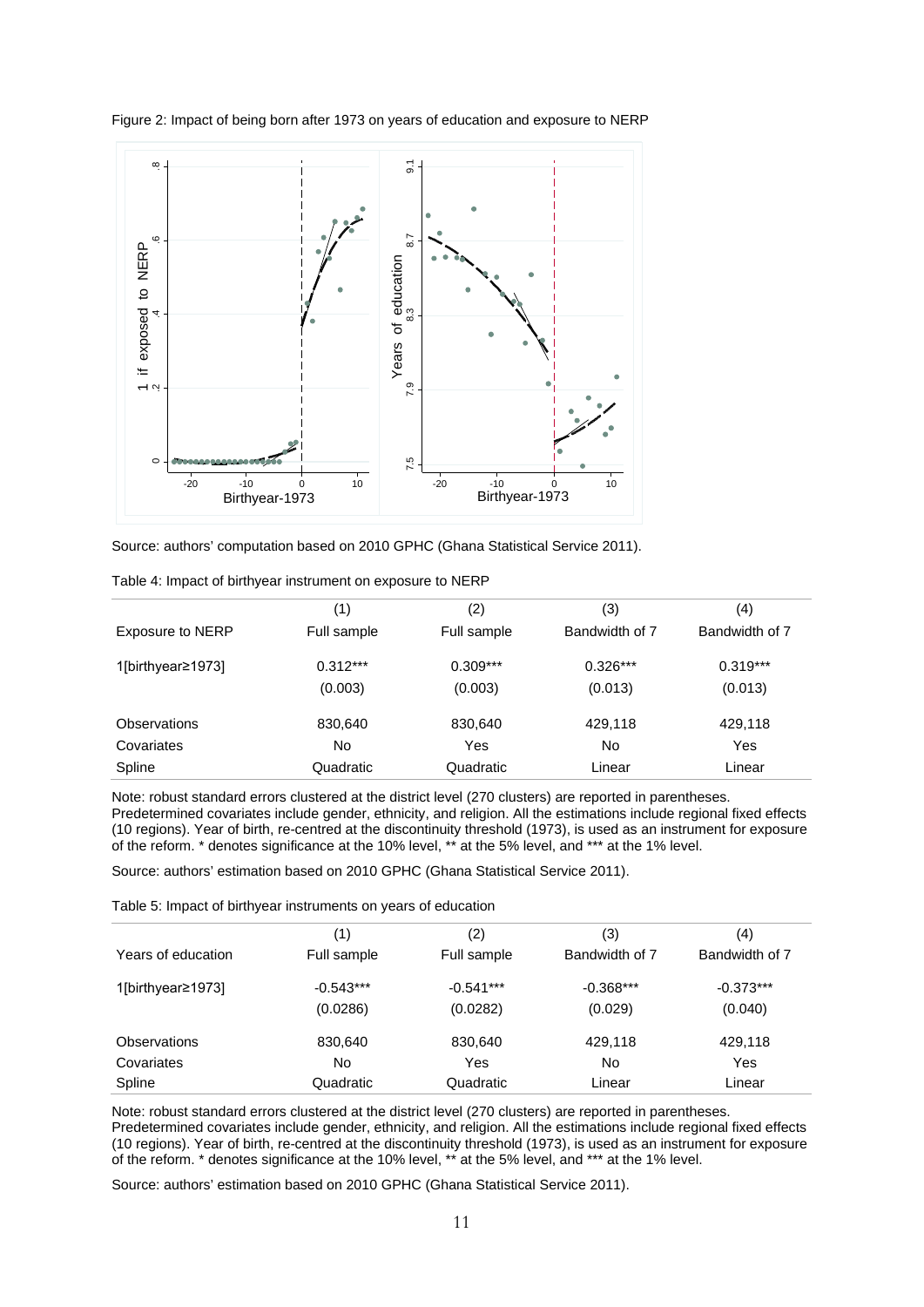Figure 2: Impact of being born after 1973 on years of education and exposure to NERP

Source: authors' computation based on 2010 GPHC (Ghana Statistical Service 2011).

Table 4: Impact of birthyear instrument on exposure to NERP

| | (1) | (2) | (3) | (4) |
|---|---|---|---|---|
| Exposure to NERP | Full sample | Full sample | Bandwidth of 7 | Bandwidth of 7 |
| 1[birthyear≥1973] | 0.312*** | 0.309*** | 0.326*** | 0.319*** |
| | (0.003) | (0.003) | (0.013) | (0.013) |
| Observations | 830,640 | 830,640 | 429,118 | 429,118 |
| Covariates | No | Yes | No | Yes |
| Spline | Quadratic | Quadratic | Linear | Linear |

Note: robust standard errors clustered at the district level (270 clusters) are reported in parentheses. Predetermined covariates include gender, ethnicity, and religion. All the estimations include regional fixed effects (10 regions). Year of birth, re-centred at the discontinuity threshold (1973), is used as an instrument for exposure of the reform. * denotes significance at the 10% level, ** at the 5% level, and *** at the 1% level.

Source: authors' estimation based on 2010 GPHC (Ghana Statistical Service 2011).

Table 5: Impact of birthyear instruments on years of education

| | (1) | (2) | (3) | (4) |
|---|---|---|---|---|
| Years of education | Full sample | Full sample | Bandwidth of 7 | Bandwidth of 7 |
| 1[birthyear≥1973] | -0.543*** | -0.541*** | -0.368*** | -0.373*** |
| | (0.0286) | (0.0282) | (0.029) | (0.040) |
| Observations | 830,640 | 830,640 | 429,118 | 429,118 |
| Covariates | No | Yes | No | Yes |
| Spline | Quadratic | Quadratic | Linear | Linear |

Note: robust standard errors clustered at the district level (270 clusters) are reported in parentheses. Predetermined covariates include gender, ethnicity, and religion. All the estimations include regional fixed effects (10 regions). Year of birth, re-centred at the discontinuity threshold (1973), is used as an instrument for exposure of the reform. * denotes significance at the 10% level, ** at the 5% level, and *** at the 1% level.

Source: authors' estimation based on 2010 GPHC (Ghana Statistical Service 2011).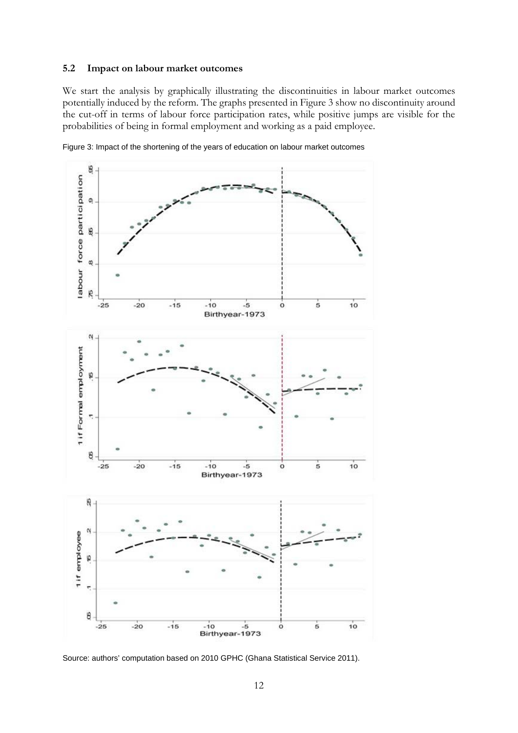### 5.2 Impact on labour market outcomes

We start the analysis by graphically illustrating the discontinuities in labour market outcomes potentially induced by the reform. The graphs presented in Figure 3 show no discontinuity around the cut-off in terms of labour force participation rates, while positive jumps are visible for the probabilities of being in formal employment and working as a paid employee.

Figure 3: Impact of the shortening of the years of education on labour market outcomes

Source: authors' computation based on 2010 GPHC (Ghana Statistical Service 2011).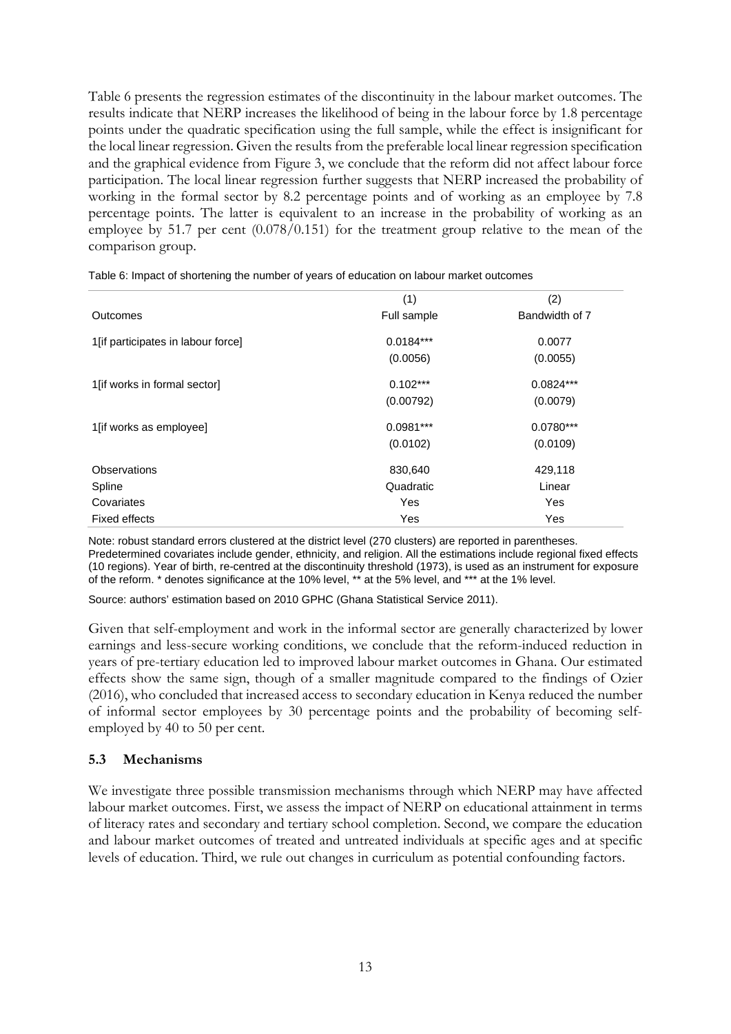Table 6 presents the regression estimates of the discontinuity in the labour market outcomes. The results indicate that NERP increases the likelihood of being in the labour force by 1.8 percentage points under the quadratic specification using the full sample, while the effect is insignificant for the local linear regression. Given the results from the preferable local linear regression specification and the graphical evidence from Figure 3, we conclude that the reform did not affect labour force participation. The local linear regression further suggests that NERP increased the probability of working in the formal sector by 8.2 percentage points and of working as an employee by 7.8 percentage points. The latter is equivalent to an increase in the probability of working as an employee by 51.7 per cent (0.078/0.151) for the treatment group relative to the mean of the comparison group.

Table 6: Impact of shortening the number of years of education on labour market outcomes

| | (1) | (2) |
|---|---|---|
| Outcomes | Full sample | Bandwidth of 7 |
| 1[if participates in labour force] | 0.0184*** | 0.0077 |
| | (0.0056) | (0.0055) |
| 1[if works in formal sector] | 0.102*** | 0.0824*** |
| | (0.00792) | (0.0079) |
| 1[if works as employee] | 0.0981*** | 0.0780*** |
| | (0.0102) | (0.0109) |
| Observations | 830,640 | 429,118 |
| Spline | Quadratic | Linear |
| Covariates | Yes | Yes |
| Fixed effects | Yes | Yes |

Note: robust standard errors clustered at the district level (270 clusters) are reported in parentheses. Predetermined covariates include gender, ethnicity, and religion. All the estimations include regional fixed effects (10 regions). Year of birth, re-centred at the discontinuity threshold (1973), is used as an instrument for exposure of the reform. * denotes significance at the 10% level, ** at the 5% level, and *** at the 1% level.

Source: authors' estimation based on 2010 GPHC (Ghana Statistical Service 2011).

Given that self-employment and work in the informal sector are generally characterized by lower earnings and less-secure working conditions, we conclude that the reform-induced reduction in years of pre-tertiary education led to improved labour market outcomes in Ghana. Our estimated effects show the same sign, though of a smaller magnitude compared to the findings of Ozier (2016), who concluded that increased access to secondary education in Kenya reduced the number of informal sector employees by 30 percentage points and the probability of becoming self-employed by 40 to 50 per cent.

### 5.3 Mechanisms

We investigate three possible transmission mechanisms through which NERP may have affected labour market outcomes. First, we assess the impact of NERP on educational attainment in terms of literacy rates and secondary and tertiary school completion. Second, we compare the education and labour market outcomes of treated and untreated individuals at specific ages and at specific levels of education. Third, we rule out changes in curriculum as potential confounding factors.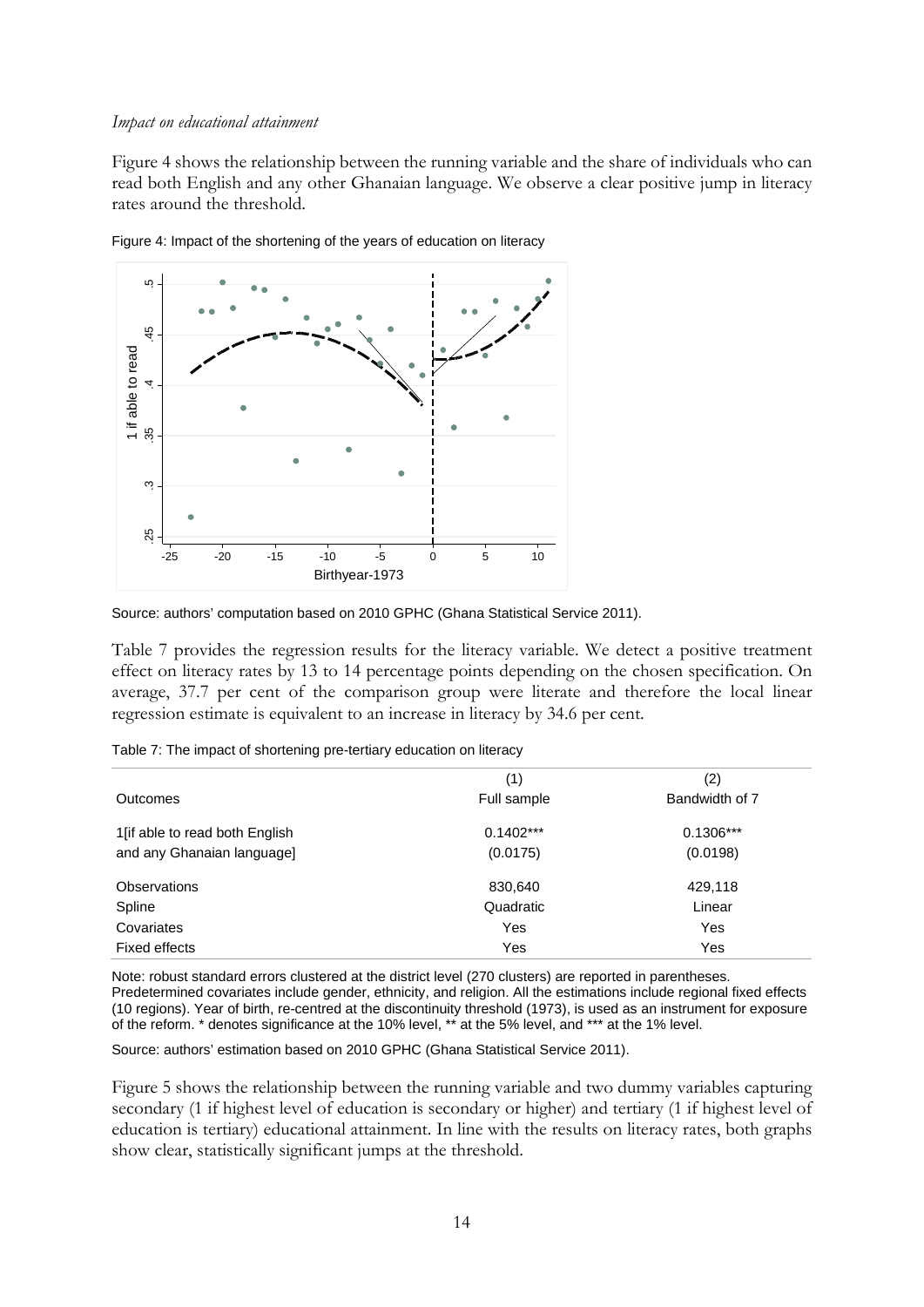*Impact on educational attainment*

Figure 4 shows the relationship between the running variable and the share of individuals who can read both English and any other Ghanaian language. We observe a clear positive jump in literacy rates around the threshold.

Figure 4: Impact of the shortening of the years of education on literacy

Source: authors' computation based on 2010 GPHC (Ghana Statistical Service 2011).

Table 7 provides the regression results for the literacy variable. We detect a positive treatment effect on literacy rates by 13 to 14 percentage points depending on the chosen specification. On average, 37.7 per cent of the comparison group were literate and therefore the local linear regression estimate is equivalent to an increase in literacy by 34.6 per cent.

Table 7: The impact of shortening pre-tertiary education on literacy

| | (1) | (2) |
|---|---|---|
| Outcomes | Full sample | Bandwidth of 7 |
| 1[if able to read both English and any Ghanaian language] | 0.1402*** | 0.1306*** |
| | (0.0175) | (0.0198) |
| Observations | 830,640 | 429,118 |
| Spline | Quadratic | Linear |
| Covariates | Yes | Yes |
| Fixed effects | Yes | Yes |

Note: robust standard errors clustered at the district level (270 clusters) are reported in parentheses. Predetermined covariates include gender, ethnicity, and religion. All the estimations include regional fixed effects (10 regions). Year of birth, re-centred at the discontinuity threshold (1973), is used as an instrument for exposure of the reform. * denotes significance at the 10% level, ** at the 5% level, and *** at the 1% level.

Source: authors' estimation based on 2010 GPHC (Ghana Statistical Service 2011).

Figure 5 shows the relationship between the running variable and two dummy variables capturing secondary (1 if highest level of education is secondary or higher) and tertiary (1 if highest level of education is tertiary) educational attainment. In line with the results on literacy rates, both graphs show clear, statistically significant jumps at the threshold.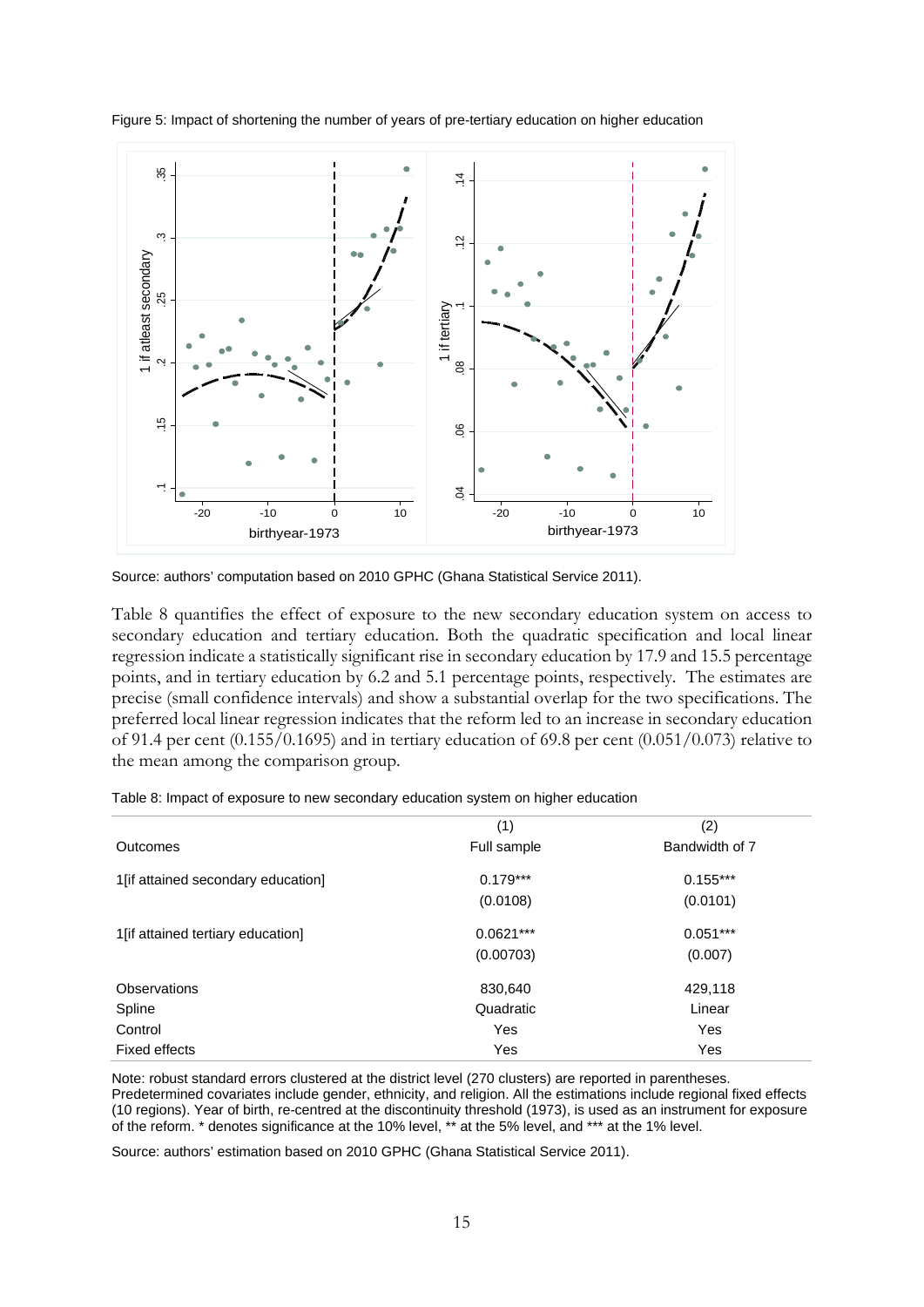Figure 5: Impact of shortening the number of years of pre-tertiary education on higher education

Source: authors' computation based on 2010 GPHC (Ghana Statistical Service 2011).

Table 8 quantifies the effect of exposure to the new secondary education system on access to secondary education and tertiary education. Both the quadratic specification and local linear regression indicate a statistically significant rise in secondary education by 17.9 and 15.5 percentage points, and in tertiary education by 6.2 and 5.1 percentage points, respectively. The estimates are precise (small confidence intervals) and show a substantial overlap for the two specifications. The preferred local linear regression indicates that the reform led to an increase in secondary education of 91.4 per cent (0.155/0.1695) and in tertiary education of 69.8 per cent (0.051/0.073) relative to the mean among the comparison group.

Table 8: Impact of exposure to new secondary education system on higher education

| | (1) | (2) |
|---|---|---|
| Outcomes | Full sample | Bandwidth of 7 |
| 1[if attained secondary education] | 0.179*** | 0.155*** |
| | (0.0108) | (0.0101) |
| 1[if attained tertiary education] | 0.0621*** | 0.051*** |
| | (0.00703) | (0.007) |
| Observations | 830,640 | 429,118 |
| Spline | Quadratic | Linear |
| Control | Yes | Yes |
| Fixed effects | Yes | Yes |

Note: robust standard errors clustered at the district level (270 clusters) are reported in parentheses. Predetermined covariates include gender, ethnicity, and religion. All the estimations include regional fixed effects (10 regions). Year of birth, re-centred at the discontinuity threshold (1973), is used as an instrument for exposure of the reform. * denotes significance at the 10% level, ** at the 5% level, and *** at the 1% level.

Source: authors' estimation based on 2010 GPHC (Ghana Statistical Service 2011).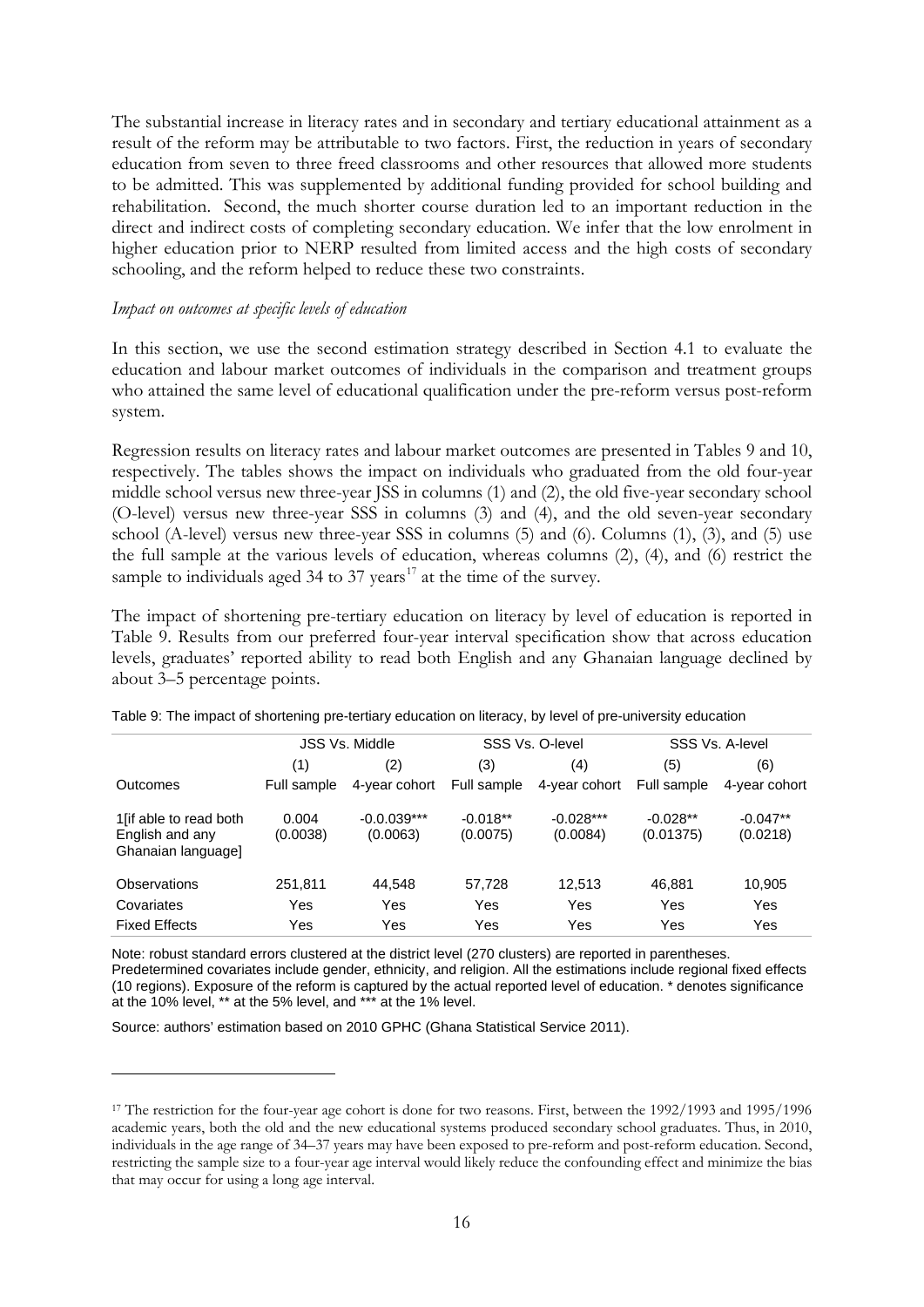The substantial increase in literacy rates and in secondary and tertiary educational attainment as a result of the reform may be attributable to two factors. First, the reduction in years of secondary education from seven to three freed classrooms and other resources that allowed more students to be admitted. This was supplemented by additional funding provided for school building and rehabilitation. Second, the much shorter course duration led to an important reduction in the direct and indirect costs of completing secondary education. We infer that the low enrolment in higher education prior to NERP resulted from limited access and the high costs of secondary schooling, and the reform helped to reduce these two constraints.

*Impact on outcomes at specific levels of education*

In this section, we use the second estimation strategy described in Section 4.1 to evaluate the education and labour market outcomes of individuals in the comparison and treatment groups who attained the same level of educational qualification under the pre-reform versus post-reform system.

Regression results on literacy rates and labour market outcomes are presented in Tables 9 and 10, respectively. The tables shows the impact on individuals who graduated from the old four-year middle school versus new three-year JSS in columns (1) and (2), the old five-year secondary school (O-level) versus new three-year SSS in columns (3) and (4), and the old seven-year secondary school (A-level) versus new three-year SSS in columns (5) and (6). Columns (1), (3), and (5) use the full sample at the various levels of education, whereas columns (2), (4), and (6) restrict the sample to individuals aged 34 to 37 years[17] at the time of the survey.

The impact of shortening pre-tertiary education on literacy by level of education is reported in Table 9. Results from our preferred four-year interval specification show that across education levels, graduates' reported ability to read both English and any Ghanaian language declined by about 3–5 percentage points.

Table 9: The impact of shortening pre-tertiary education on literacy, by level of pre-university education

| | JSS Vs. Middle | | SSS Vs. O-level | | SSS Vs. A-level | |
|---|---|---|---|---|---|---|
| | (1) | (2) | (3) | (4) | (5) | (6) |
| Outcomes | Full sample | 4-year cohort | Full sample | 4-year cohort | Full sample | 4-year cohort |
| 1[if able to read both English and any Ghanaian language] | 0.004<br>(0.0038) | -0.039***<br>(0.0063) | -0.018**<br>(0.0075) | -0.028***<br>(0.0084) | -0.028**<br>(0.01375) | -0.047**<br>(0.0218) |
| Observations | 251,811 | 44,548 | 57,728 | 12,513 | 46,881 | 10,905 |
| Covariates | Yes | Yes | Yes | Yes | Yes | Yes |
| Fixed Effects | Yes | Yes | Yes | Yes | Yes | Yes |

Note: robust standard errors clustered at the district level (270 clusters) are reported in parentheses. Predetermined covariates include gender, ethnicity, and religion. All the estimations include regional fixed effects (10 regions). Exposure of the reform is captured by the actual reported level of education. * denotes significance at the 10% level, ** at the 5% level, and *** at the 1% level.

Source: authors' estimation based on 2010 GPHC (Ghana Statistical Service 2011).

[17] The restriction for the four-year age cohort is done for two reasons. First, between the 1992/1993 and 1995/1996 academic years, both the old and the new educational systems produced secondary school graduates. Thus, in 2010, individuals in the age range of 34–37 years may have been exposed to pre-reform and post-reform education. Second, restricting the sample size to a four-year age interval would likely reduce the confounding effect and minimize the bias that may occur for using a long age interval.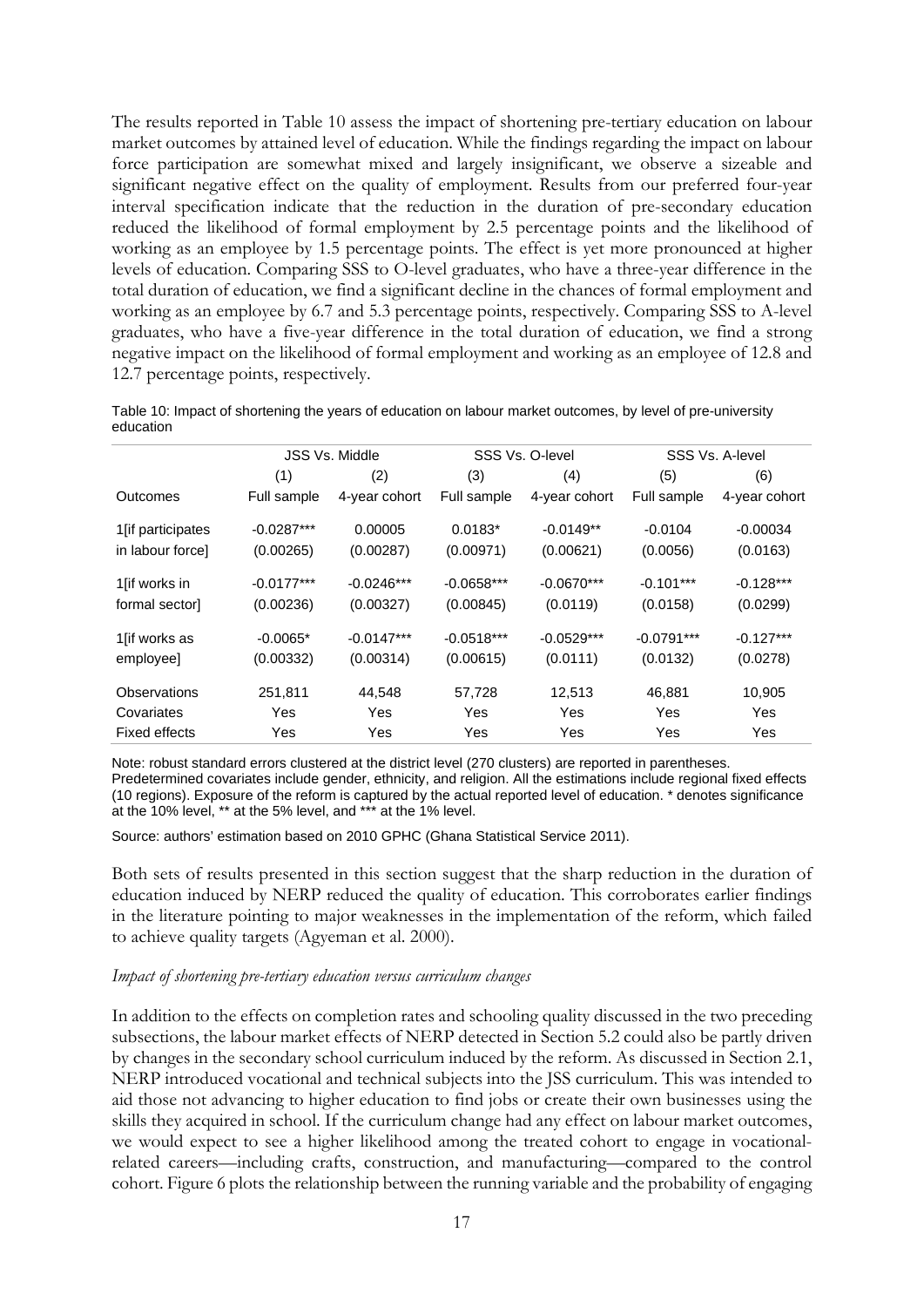The results reported in Table 10 assess the impact of shortening pre-tertiary education on labour market outcomes by attained level of education. While the findings regarding the impact on labour force participation are somewhat mixed and largely insignificant, we observe a sizeable and significant negative effect on the quality of employment. Results from our preferred four-year interval specification indicate that the reduction in the duration of pre-secondary education reduced the likelihood of formal employment by 2.5 percentage points and the likelihood of working as an employee by 1.5 percentage points. The effect is yet more pronounced at higher levels of education. Comparing SSS to O-level graduates, who have a three-year difference in the total duration of education, we find a significant decline in the chances of formal employment and working as an employee by 6.7 and 5.3 percentage points, respectively. Comparing SSS to A-level graduates, who have a five-year difference in the total duration of education, we find a strong negative impact on the likelihood of formal employment and working as an employee of 12.8 and 12.7 percentage points, respectively.

Table 10: Impact of shortening the years of education on labour market outcomes, by level of pre-university education

| | JSS Vs. Middle | | SSS Vs. O-level | | SSS Vs. A-level | |
|---|---|---|---|---|---|---|
| | (1) | (2) | (3) | (4) | (5) | (6) |
| Outcomes | Full sample | 4-year cohort | Full sample | 4-year cohort | Full sample | 4-year cohort |
| 1[if participates in labour force] | -0.0287*** | 0.00005 | 0.0183* | -0.0149** | -0.0104 | -0.00034 |
| | (0.00265) | (0.00287) | (0.00971) | (0.00621) | (0.0056) | (0.0163) |
| 1[if works in formal sector] | -0.0177*** | -0.0246*** | -0.0658*** | -0.0670*** | -0.101*** | -0.128*** |
| | (0.00236) | (0.00327) | (0.00845) | (0.0119) | (0.0158) | (0.0299) |
| 1[if works as employee] | -0.0065* | -0.0147*** | -0.0518*** | -0.0529*** | -0.0791*** | -0.127*** |
| | (0.00332) | (0.00314) | (0.00615) | (0.0111) | (0.0132) | (0.0278) |
| Observations | 251,811 | 44,548 | 57,728 | 12,513 | 46,881 | 10,905 |
| Covariates | Yes | Yes | Yes | Yes | Yes | Yes |
| Fixed effects | Yes | Yes | Yes | Yes | Yes | Yes |

Note: robust standard errors clustered at the district level (270 clusters) are reported in parentheses. Predetermined covariates include gender, ethnicity, and religion. All the estimations include regional fixed effects (10 regions). Exposure of the reform is captured by the actual reported level of education. * denotes significance at the 10% level, ** at the 5% level, and *** at the 1% level.

Source: authors' estimation based on 2010 GPHC (Ghana Statistical Service 2011).

Both sets of results presented in this section suggest that the sharp reduction in the duration of education induced by NERP reduced the quality of education. This corroborates earlier findings in the literature pointing to major weaknesses in the implementation of the reform, which failed to achieve quality targets (Agyeman et al. 2000).

*Impact of shortening pre-tertiary education versus curriculum changes*

In addition to the effects on completion rates and schooling quality discussed in the two preceding subsections, the labour market effects of NERP detected in Section 5.2 could also be partly driven by changes in the secondary school curriculum induced by the reform. As discussed in Section 2.1, NERP introduced vocational and technical subjects into the JSS curriculum. This was intended to aid those not advancing to higher education to find jobs or create their own businesses using the skills they acquired in school. If the curriculum change had any effect on labour market outcomes, we would expect to see a higher likelihood among the treated cohort to engage in vocational-related careers—including crafts, construction, and manufacturing—compared to the control cohort. Figure 6 plots the relationship between the running variable and the probability of engaging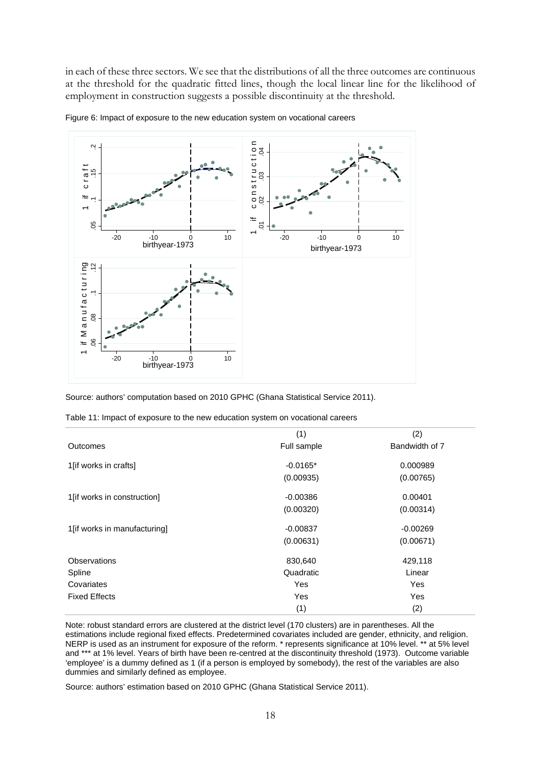in each of these three sectors. We see that the distributions of all the three outcomes are continuous at the threshold for the quadratic fitted lines, though the local linear line for the likelihood of employment in construction suggests a possible discontinuity at the threshold.

Figure 6: Impact of exposure to the new education system on vocational careers

Source: authors' computation based on 2010 GPHC (Ghana Statistical Service 2011).

Table 11: Impact of exposure to the new education system on vocational careers

| | (1) | (2) |
|---|---|---|
| Outcomes | Full sample | Bandwidth of 7 |
| 1[if works in crafts] | -0.0165* | 0.000989 |
| | (0.00935) | (0.00765) |
| 1[if works in construction] | -0.00386 | 0.00401 |
| | (0.00320) | (0.00314) |
| 1[if works in manufacturing] | -0.00837 | -0.00269 |
| | (0.00631) | (0.00671) |
| Observations | 830,640 | 429,118 |
| Spline | Quadratic | Linear |
| Covariates | Yes | Yes |
| Fixed Effects | Yes | Yes |
| | (1) | (2) |

Note: robust standard errors are clustered at the district level (170 clusters) are in parentheses. All the estimations include regional fixed effects. Predetermined covariates included are gender, ethnicity, and religion. NERP is used as an instrument for exposure of the reform. * represents significance at 10% level. ** at 5% level and *** at 1% level. Years of birth have been re-centred at the discontinuity threshold (1973). Outcome variable 'employee' is a dummy defined as 1 (if a person is employed by somebody), the rest of the variables are also dummies and similarly defined as employee.

Source: authors' estimation based on 2010 GPHC (Ghana Statistical Service 2011).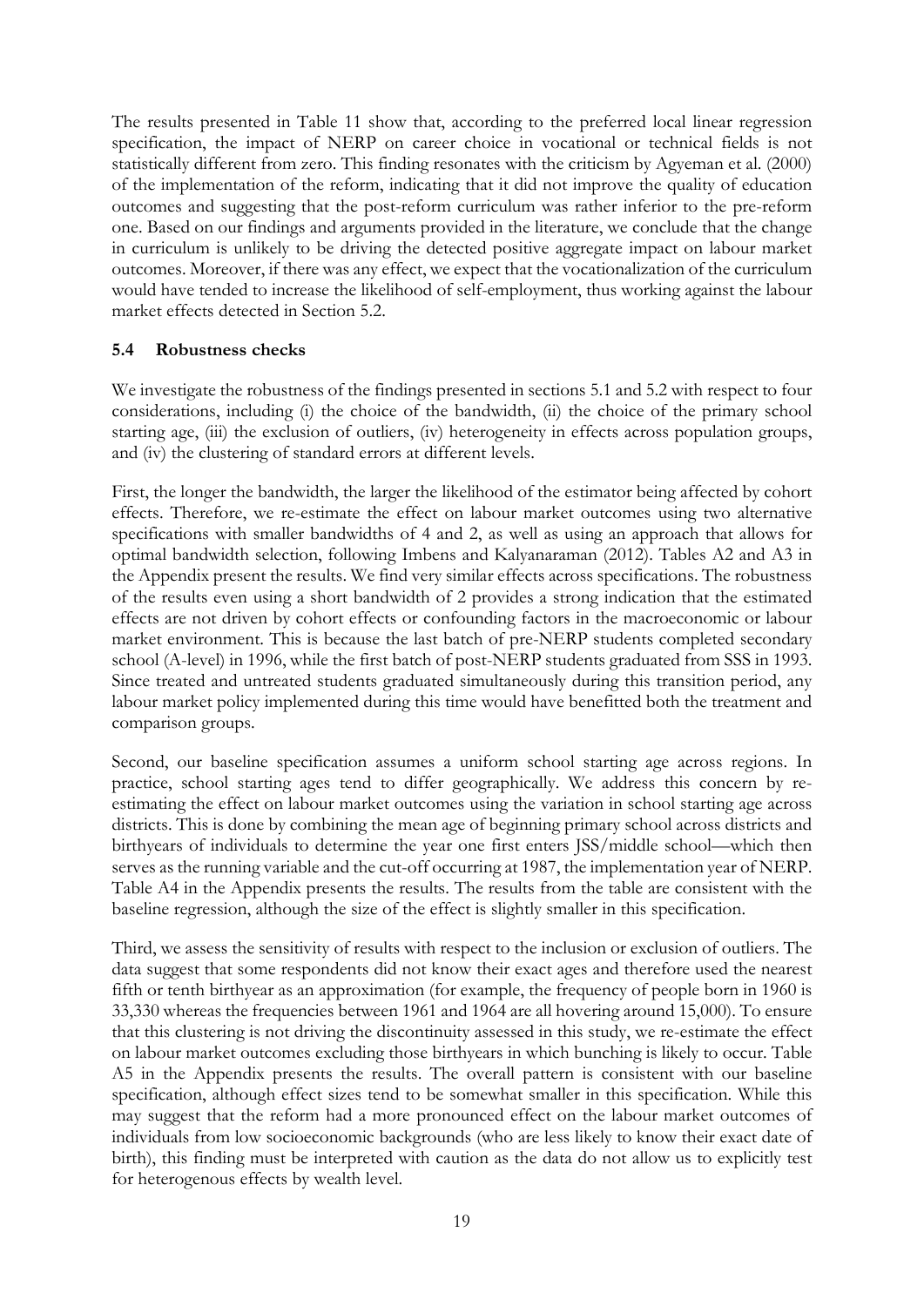The results presented in Table 11 show that, according to the preferred local linear regression specification, the impact of NERP on career choice in vocational or technical fields is not statistically different from zero. This finding resonates with the criticism by Agyeman et al. (2000) of the implementation of the reform, indicating that it did not improve the quality of education outcomes and suggesting that the post-reform curriculum was rather inferior to the pre-reform one. Based on our findings and arguments provided in the literature, we conclude that the change in curriculum is unlikely to be driving the detected positive aggregate impact on labour market outcomes. Moreover, if there was any effect, we expect that the vocationalization of the curriculum would have tended to increase the likelihood of self-employment, thus working against the labour market effects detected in Section 5.2.

### 5.4 Robustness checks

We investigate the robustness of the findings presented in sections 5.1 and 5.2 with respect to four considerations, including (i) the choice of the bandwidth, (ii) the choice of the primary school starting age, (iii) the exclusion of outliers, (iv) heterogeneity in effects across population groups, and (iv) the clustering of standard errors at different levels.

First, the longer the bandwidth, the larger the likelihood of the estimator being affected by cohort effects. Therefore, we re-estimate the effect on labour market outcomes using two alternative specifications with smaller bandwidths of 4 and 2, as well as using an approach that allows for optimal bandwidth selection, following Imbens and Kalyanaraman (2012). Tables A2 and A3 in the Appendix present the results. We find very similar effects across specifications. The robustness of the results even using a short bandwidth of 2 provides a strong indication that the estimated effects are not driven by cohort effects or confounding factors in the macroeconomic or labour market environment. This is because the last batch of pre-NERP students completed secondary school (A-level) in 1996, while the first batch of post-NERP students graduated from SSS in 1993. Since treated and untreated students graduated simultaneously during this transition period, any labour market policy implemented during this time would have benefitted both the treatment and comparison groups.

Second, our baseline specification assumes a uniform school starting age across regions. In practice, school starting ages tend to differ geographically. We address this concern by re-estimating the effect on labour market outcomes using the variation in school starting age across districts. This is done by combining the mean age of beginning primary school across districts and birthyears of individuals to determine the year one first enters JSS/middle school—which then serves as the running variable and the cut-off occurring at 1987, the implementation year of NERP. Table A4 in the Appendix presents the results. The results from the table are consistent with the baseline regression, although the size of the effect is slightly smaller in this specification.

Third, we assess the sensitivity of results with respect to the inclusion or exclusion of outliers. The data suggest that some respondents did not know their exact ages and therefore used the nearest fifth or tenth birthyear as an approximation (for example, the frequency of people born in 1960 is 33,330 whereas the frequencies between 1961 and 1964 are all hovering around 15,000). To ensure that this clustering is not driving the discontinuity assessed in this study, we re-estimate the effect on labour market outcomes excluding those birthyears in which bunching is likely to occur. Table A5 in the Appendix presents the results. The overall pattern is consistent with our baseline specification, although effect sizes tend to be somewhat smaller in this specification. While this may suggest that the reform had a more pronounced effect on the labour market outcomes of individuals from low socioeconomic backgrounds (who are less likely to know their exact date of birth), this finding must be interpreted with caution as the data do not allow us to explicitly test for heterogenous effects by wealth level.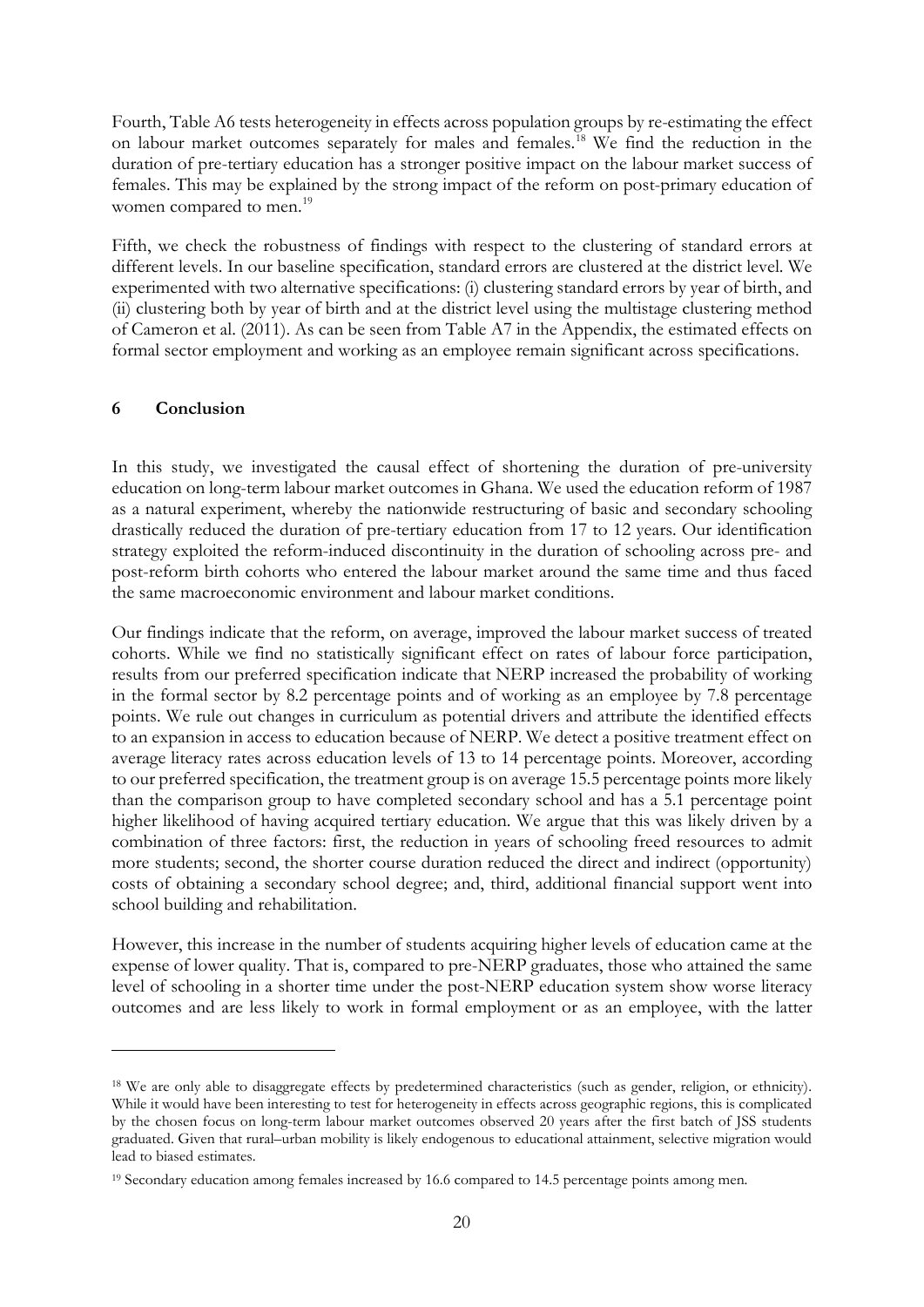Fourth, Table A6 tests heterogeneity in effects across population groups by re-estimating the effect on labour market outcomes separately for males and females.[18] We find the reduction in the duration of pre-tertiary education has a stronger positive impact on the labour market success of females. This may be explained by the strong impact of the reform on post-primary education of women compared to men.[19]

Fifth, we check the robustness of findings with respect to the clustering of standard errors at different levels. In our baseline specification, standard errors are clustered at the district level. We experimented with two alternative specifications: (i) clustering standard errors by year of birth, and (ii) clustering both by year of birth and at the district level using the multistage clustering method of Cameron et al. (2011). As can be seen from Table A7 in the Appendix, the estimated effects on formal sector employment and working as an employee remain significant across specifications.

## 6 Conclusion

In this study, we investigated the causal effect of shortening the duration of pre-university education on long-term labour market outcomes in Ghana. We used the education reform of 1987 as a natural experiment, whereby the nationwide restructuring of basic and secondary schooling drastically reduced the duration of pre-tertiary education from 17 to 12 years. Our identification strategy exploited the reform-induced discontinuity in the duration of schooling across pre- and post-reform birth cohorts who entered the labour market around the same time and thus faced the same macroeconomic environment and labour market conditions.

Our findings indicate that the reform, on average, improved the labour market success of treated cohorts. While we find no statistically significant effect on rates of labour force participation, results from our preferred specification indicate that NERP increased the probability of working in the formal sector by 8.2 percentage points and of working as an employee by 7.8 percentage points. We rule out changes in curriculum as potential drivers and attribute the identified effects to an expansion in access to education because of NERP. We detect a positive treatment effect on average literacy rates across education levels of 13 to 14 percentage points. Moreover, according to our preferred specification, the treatment group is on average 15.5 percentage points more likely than the comparison group to have completed secondary school and has a 5.1 percentage point higher likelihood of having acquired tertiary education. We argue that this was likely driven by a combination of three factors: first, the reduction in years of schooling freed resources to admit more students; second, the shorter course duration reduced the direct and indirect (opportunity) costs of obtaining a secondary school degree; and, third, additional financial support went into school building and rehabilitation.

However, this increase in the number of students acquiring higher levels of education came at the expense of lower quality. That is, compared to pre-NERP graduates, those who attained the same level of schooling in a shorter time under the post-NERP education system show worse literacy outcomes and are less likely to work in formal employment or as an employee, with the latter

---

[18] We are only able to disaggregate effects by predetermined characteristics (such as gender, religion, or ethnicity). While it would have been interesting to test for heterogeneity in effects across geographic regions, this is complicated by the chosen focus on long-term labour market outcomes observed 20 years after the first batch of JSS students graduated. Given that rural–urban mobility is likely endogenous to educational attainment, selective migration would lead to biased estimates.

[19] Secondary education among females increased by 16.6 compared to 14.5 percentage points among men.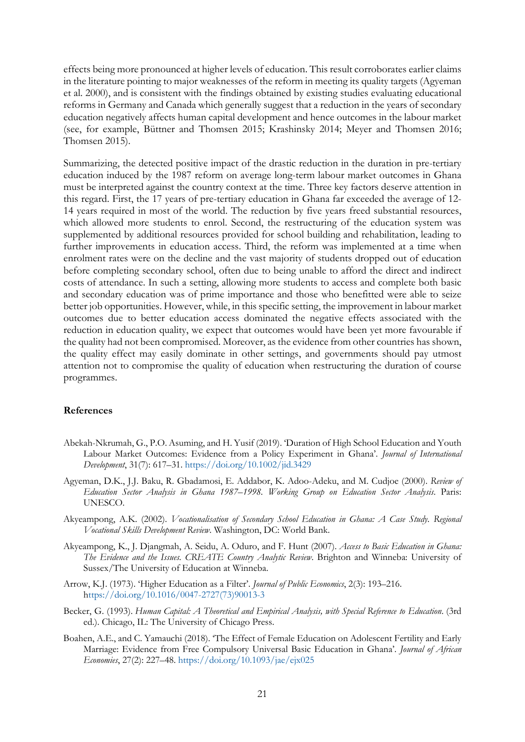effects being more pronounced at higher levels of education. This result corroborates earlier claims in the literature pointing to major weaknesses of the reform in meeting its quality targets (Agyeman et al. 2000), and is consistent with the findings obtained by existing studies evaluating educational reforms in Germany and Canada which generally suggest that a reduction in the years of secondary education negatively affects human capital development and hence outcomes in the labour market (see, for example, Büttner and Thomsen 2015; Krashinsky 2014; Meyer and Thomsen 2016; Thomsen 2015).

Summarizing, the detected positive impact of the drastic reduction in the duration in pre-tertiary education induced by the 1987 reform on average long-term labour market outcomes in Ghana must be interpreted against the country context at the time. Three key factors deserve attention in this regard. First, the 17 years of pre-tertiary education in Ghana far exceeded the average of 12-14 years required in most of the world. The reduction by five years freed substantial resources, which allowed more students to enrol. Second, the restructuring of the education system was supplemented by additional resources provided for school building and rehabilitation, leading to further improvements in education access. Third, the reform was implemented at a time when enrolment rates were on the decline and the vast majority of students dropped out of education before completing secondary school, often due to being unable to afford the direct and indirect costs of attendance. In such a setting, allowing more students to access and complete both basic and secondary education was of prime importance and those who benefitted were able to seize better job opportunities. However, while, in this specific setting, the improvement in labour market outcomes due to better education access dominated the negative effects associated with the reduction in education quality, we expect that outcomes would have been yet more favourable if the quality had not been compromised. Moreover, as the evidence from other countries has shown, the quality effect may easily dominate in other settings, and governments should pay utmost attention not to compromise the quality of education when restructuring the duration of course programmes.

## References

Abekah-Nkrumah, G., P.O. Asuming, and H. Yusif (2019). 'Duration of High School Education and Youth Labour Market Outcomes: Evidence from a Policy Experiment in Ghana'. *Journal of International Development*, 31(7): 617–31. https://doi.org/10.1002/jid.3429

Agyeman, D.K., J.J. Baku, R. Gbadamosi, E. Addabor, K. Adoo-Adeku, and M. Cudjoe (2000). *Review of Education Sector Analysis in Ghana 1987–1998. Working Group on Education Sector Analysis*. Paris: UNESCO.

Akyeampong, A.K. (2002). *Vocationalisation of Secondary School Education in Ghana: A Case Study. Regional Vocational Skills Development Review*. Washington, DC: World Bank.

Akyeampong, K., J. Djangmah, A. Seidu, A. Oduro, and F. Hunt (2007). *Access to Basic Education in Ghana: The Evidence and the Issues. CREATE Country Analytic Review*. Brighton and Winneba: University of Sussex/The University of Education at Winneba.

Arrow, K.J. (1973). 'Higher Education as a Filter'. *Journal of Public Economics*, 2(3): 193–216. https://doi.org/10.1016/0047-2727(73)90013-3

Becker, G. (1993). *Human Capital: A Theoretical and Empirical Analysis, with Special Reference to Education*. (3rd ed.). Chicago, IL: The University of Chicago Press.

Boahen, A.E., and C. Yamauchi (2018). 'The Effect of Female Education on Adolescent Fertility and Early Marriage: Evidence from Free Compulsory Universal Basic Education in Ghana'. *Journal of African Economies*, 27(2): 227–48. https://doi.org/10.1093/jae/ejx025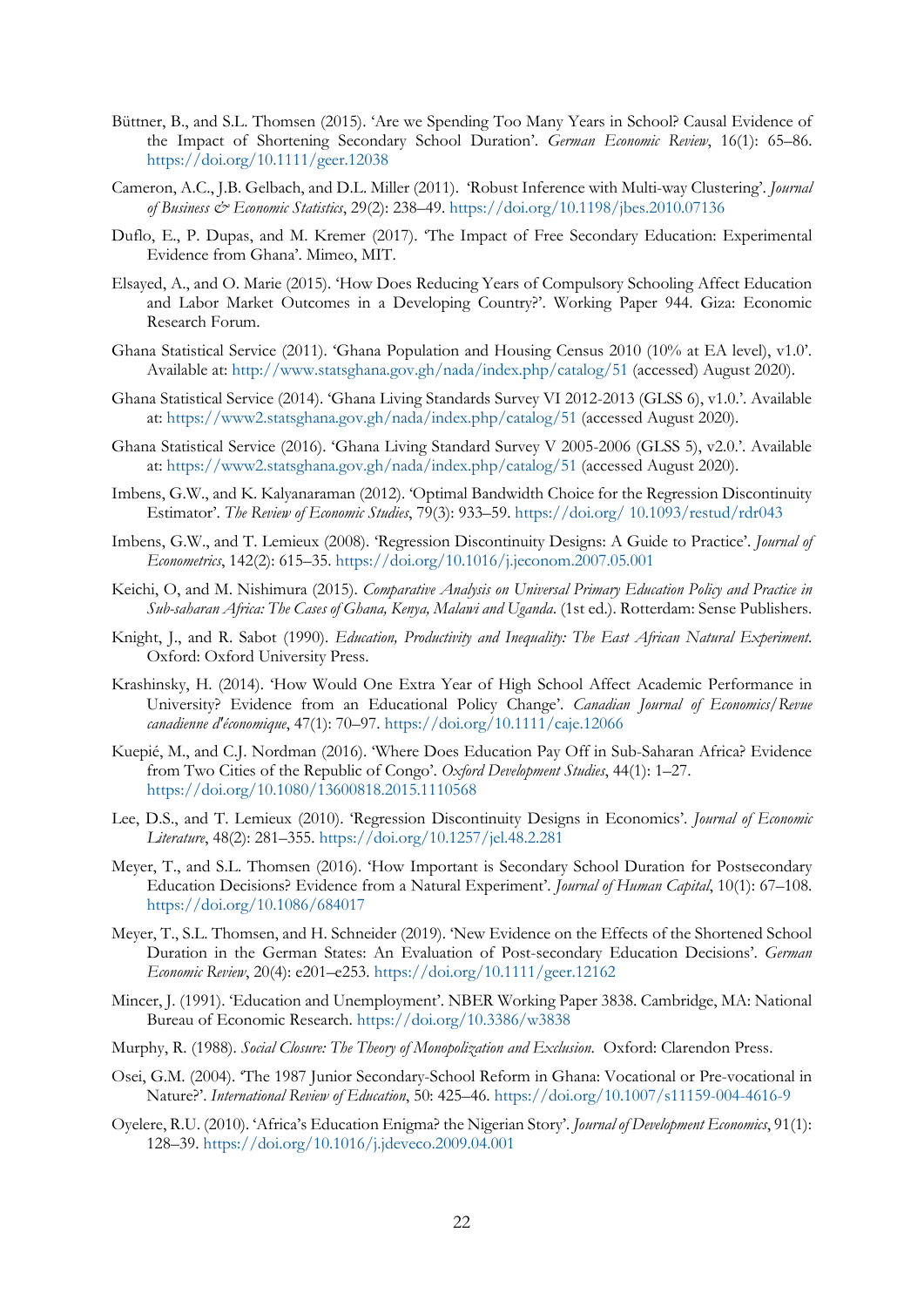Büttner, B., and S.L. Thomsen (2015). 'Are we Spending Too Many Years in School? Causal Evidence of the Impact of Shortening Secondary School Duration'. *German Economic Review*, 16(1): 65–86. https://doi.org/10.1111/geer.12038

Cameron, A.C., J.B. Gelbach, and D.L. Miller (2011). 'Robust Inference with Multi-way Clustering'. *Journal of Business & Economic Statistics*, 29(2): 238–49. https://doi.org/10.1198/jbes.2010.07136

Duflo, E., P. Dupas, and M. Kremer (2017). 'The Impact of Free Secondary Education: Experimental Evidence from Ghana'. Mimeo, MIT.

Elsayed, A., and O. Marie (2015). 'How Does Reducing Years of Compulsory Schooling Affect Education and Labor Market Outcomes in a Developing Country?'. Working Paper 944. Giza: Economic Research Forum.

Ghana Statistical Service (2011). 'Ghana Population and Housing Census 2010 (10% at EA level), v1.0'. Available at: http://www.statsghana.gov.gh/nada/index.php/catalog/51 (accessed) August 2020).

Ghana Statistical Service (2014). 'Ghana Living Standards Survey VI 2012-2013 (GLSS 6), v1.0.'. Available at: https://www2.statsghana.gov.gh/nada/index.php/catalog/51 (accessed August 2020).

Ghana Statistical Service (2016). 'Ghana Living Standard Survey V 2005-2006 (GLSS 5), v2.0.'. Available at: https://www2.statsghana.gov.gh/nada/index.php/catalog/51 (accessed August 2020).

Imbens, G.W., and K. Kalyanaraman (2012). 'Optimal Bandwidth Choice for the Regression Discontinuity Estimator'. *The Review of Economic Studies*, 79(3): 933–59. https://doi.org/ 10.1093/restud/rdr043

Imbens, G.W., and T. Lemieux (2008). 'Regression Discontinuity Designs: A Guide to Practice'. *Journal of Econometrics*, 142(2): 615–35. https://doi.org/10.1016/j.jeconom.2007.05.001

Keichi, O, and M. Nishimura (2015). *Comparative Analysis on Universal Primary Education Policy and Practice in Sub-saharan Africa: The Cases of Ghana, Kenya, Malawi and Uganda*. (1st ed.). Rotterdam: Sense Publishers.

Knight, J., and R. Sabot (1990). *Education, Productivity and Inequality: The East African Natural Experiment*. Oxford: Oxford University Press.

Krashinsky, H. (2014). 'How Would One Extra Year of High School Affect Academic Performance in University? Evidence from an Educational Policy Change'. *Canadian Journal of Economics/Revue canadienne d'économique*, 47(1): 70–97. https://doi.org/10.1111/caje.12066

Kuepié, M., and C.J. Nordman (2016). 'Where Does Education Pay Off in Sub-Saharan Africa? Evidence from Two Cities of the Republic of Congo'. *Oxford Development Studies*, 44(1): 1–27. https://doi.org/10.1080/13600818.2015.1110568

Lee, D.S., and T. Lemieux (2010). 'Regression Discontinuity Designs in Economics'. *Journal of Economic Literature*, 48(2): 281–355. https://doi.org/10.1257/jel.48.2.281

Meyer, T., and S.L. Thomsen (2016). 'How Important is Secondary School Duration for Postsecondary Education Decisions? Evidence from a Natural Experiment'. *Journal of Human Capital*, 10(1): 67–108. https://doi.org/10.1086/684017

Meyer, T., S.L. Thomsen, and H. Schneider (2019). 'New Evidence on the Effects of the Shortened School Duration in the German States: An Evaluation of Post-secondary Education Decisions'. *German Economic Review*, 20(4): e201–e253. https://doi.org/10.1111/geer.12162

Mincer, J. (1991). 'Education and Unemployment'. NBER Working Paper 3838. Cambridge, MA: National Bureau of Economic Research. https://doi.org/10.3386/w3838

Murphy, R. (1988). *Social Closure: The Theory of Monopolization and Exclusion*. Oxford: Clarendon Press.

Osei, G.M. (2004). 'The 1987 Junior Secondary-School Reform in Ghana: Vocational or Pre-vocational in Nature?'. *International Review of Education*, 50: 425–46. https://doi.org/10.1007/s11159-004-4616-9

Oyelere, R.U. (2010). 'Africa's Education Enigma? the Nigerian Story'. *Journal of Development Economics*, 91(1): 128–39. https://doi.org/10.1016/j.jdeveco.2009.04.001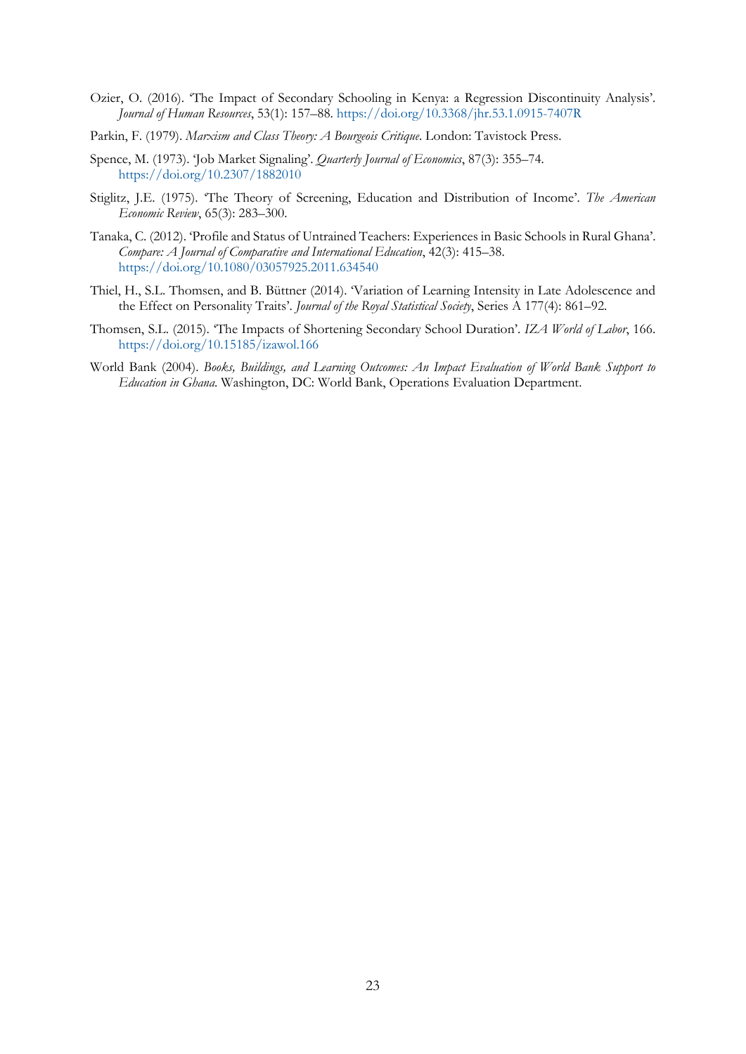Ozier, O. (2016). 'The Impact of Secondary Schooling in Kenya: a Regression Discontinuity Analysis'. *Journal of Human Resources*, 53(1): 157–88. https://doi.org/10.3368/jhr.53.1.0915-7407R

Parkin, F. (1979). *Marxism and Class Theory: A Bourgeois Critique*. London: Tavistock Press.

Spence, M. (1973). 'Job Market Signaling'. *Quarterly Journal of Economics*, 87(3): 355–74. https://doi.org/10.2307/1882010

Stiglitz, J.E. (1975). 'The Theory of Screening, Education and Distribution of Income'. *The American Economic Review*, 65(3): 283–300.

Tanaka, C. (2012). 'Profile and Status of Untrained Teachers: Experiences in Basic Schools in Rural Ghana'. *Compare: A Journal of Comparative and International Education*, 42(3): 415–38. https://doi.org/10.1080/03057925.2011.634540

Thiel, H., S.L. Thomsen, and B. Büttner (2014). 'Variation of Learning Intensity in Late Adolescence and the Effect on Personality Traits'. *Journal of the Royal Statistical Society*, Series A 177(4): 861–92.

Thomsen, S.L. (2015). 'The Impacts of Shortening Secondary School Duration'. *IZA World of Labor*, 166. https://doi.org/10.15185/izawol.166

World Bank (2004). *Books, Buildings, and Learning Outcomes: An Impact Evaluation of World Bank Support to Education in Ghana*. Washington, DC: World Bank, Operations Evaluation Department.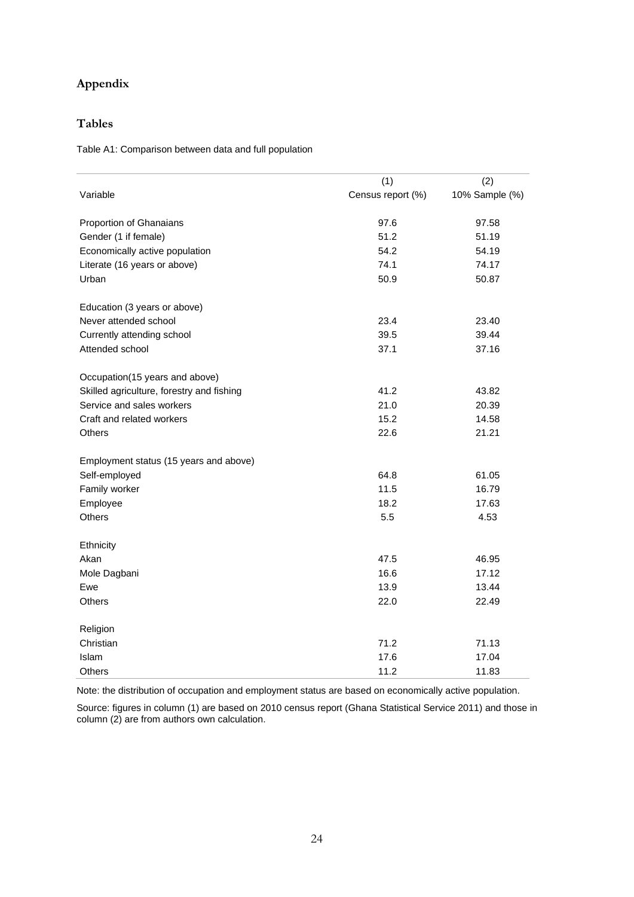# Appendix

## Tables

Table A1: Comparison between data and full population

| Variable | (1)<br>Census report (%) | (2)<br>10% Sample (%) |
|---|---|---|
| Proportion of Ghanaians | 97.6 | 97.58 |
| Gender (1 if female) | 51.2 | 51.19 |
| Economically active population | 54.2 | 54.19 |
| Literate (16 years or above) | 74.1 | 74.17 |
| Urban | 50.9 | 50.87 |
| | | |
| Education (3 years or above) | | |
| Never attended school | 23.4 | 23.40 |
| Currently attending school | 39.5 | 39.44 |
| Attended school | 37.1 | 37.16 |
| | | |
| Occupation(15 years and above) | | |
| Skilled agriculture, forestry and fishing | 41.2 | 43.82 |
| Service and sales workers | 21.0 | 20.39 |
| Craft and related workers | 15.2 | 14.58 |
| Others | 22.6 | 21.21 |
| | | |
| Employment status (15 years and above) | | |
| Self-employed | 64.8 | 61.05 |
| Family worker | 11.5 | 16.79 |
| Employee | 18.2 | 17.63 |
| Others | 5.5 | 4.53 |
| | | |
| Ethnicity | | |
| Akan | 47.5 | 46.95 |
| Mole Dagbani | 16.6 | 17.12 |
| Ewe | 13.9 | 13.44 |
| Others | 22.0 | 22.49 |
| | | |
| Religion | | |
| Christian | 71.2 | 71.13 |
| Islam | 17.6 | 17.04 |
| Others | 11.2 | 11.83 |

Note: the distribution of occupation and employment status are based on economically active population.

Source: figures in column (1) are based on 2010 census report (Ghana Statistical Service 2011) and those in column (2) are from authors own calculation.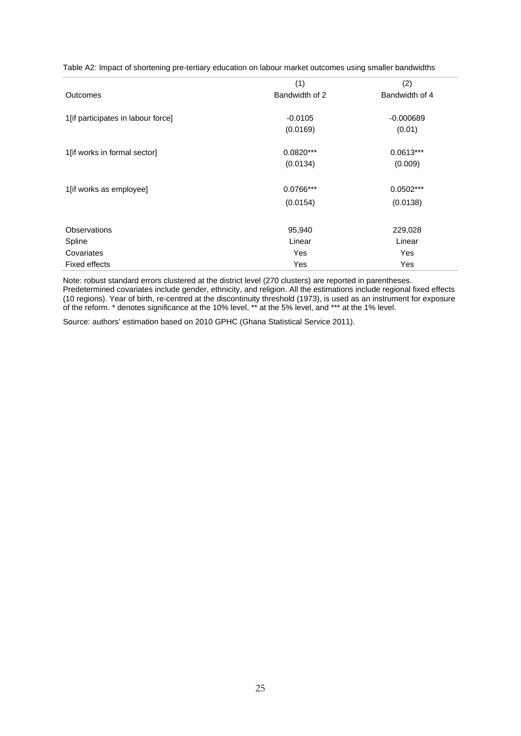Table A2: Impact of shortening pre-tertiary education on labour market outcomes using smaller bandwidths

| Outcomes | (1)<br>Bandwidth of 2 | (2)<br>Bandwidth of 4 |
|---|---|---|
| 1[if participates in labour force] | -0.0105 | -0.000689 |
| | (0.0169) | (0.01) |
| 1[if works in formal sector] | 0.0820*** | 0.0613*** |
| | (0.0134) | (0.009) |
| 1[if works as employee] | 0.0766*** | 0.0502*** |
| | (0.0154) | (0.0138) |
| Observations | 95,940 | 229,028 |
| Spline | Linear | Linear |
| Covariates | Yes | Yes |
| Fixed effects | Yes | Yes |

Note: robust standard errors clustered at the district level (270 clusters) are reported in parentheses. Predetermined covariates include gender, ethnicity, and religion. All the estimations include regional fixed effects (10 regions). Year of birth, re-centred at the discontinuity threshold (1973), is used as an instrument for exposure of the reform. * denotes significance at the 10% level, ** at the 5% level, and *** at the 1% level.

Source: authors' estimation based on 2010 GPHC (Ghana Statistical Service 2011).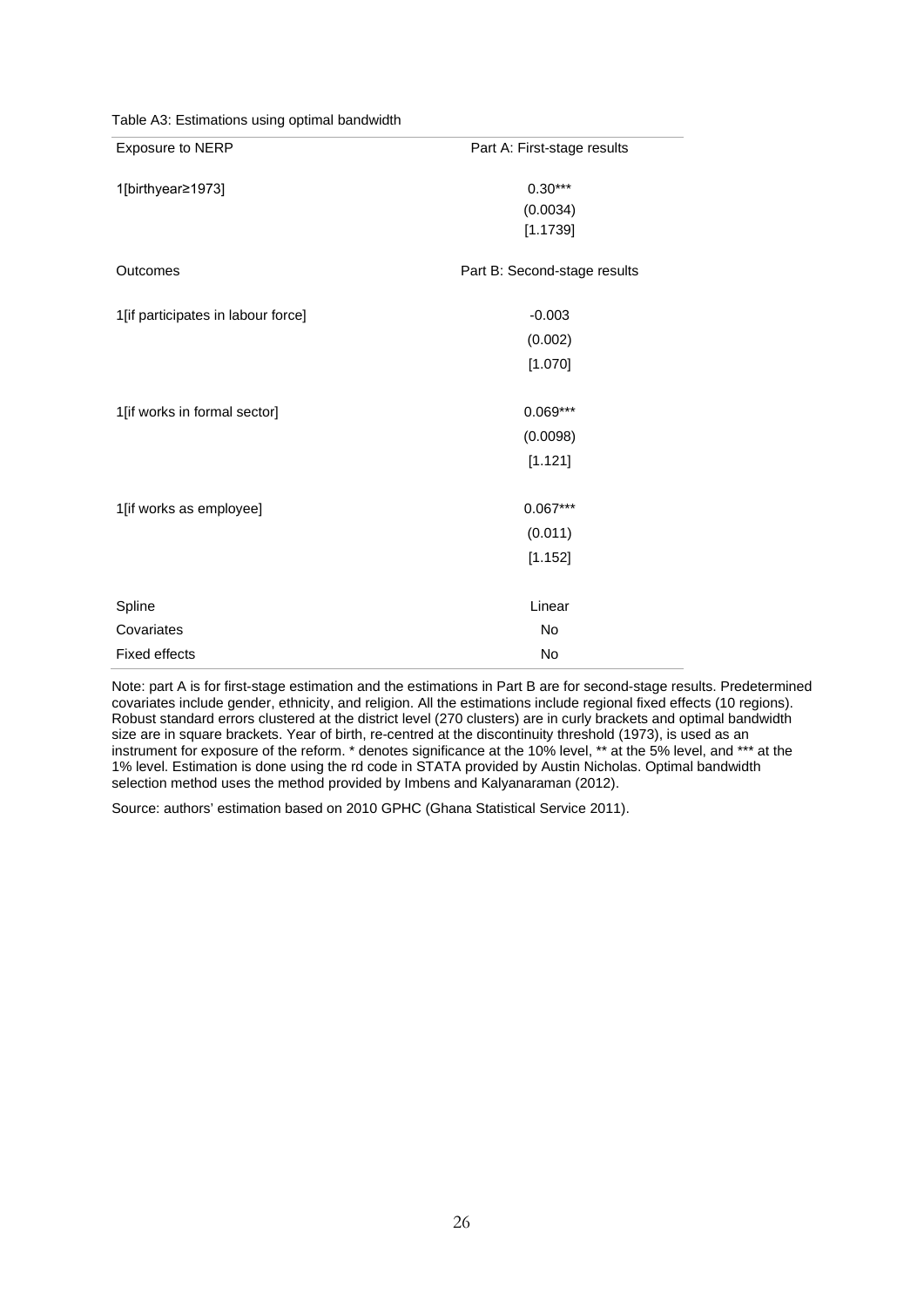Table A3: Estimations using optimal bandwidth

| Exposure to NERP | Part A: First-stage results |
| --- | --- |
| 1[birthyear≥1973] | 0.30*** |
| | (0.0034) |
| | [1.1739] |
| **Outcomes** | **Part B: Second-stage results** |
| 1[if participates in labour force] | -0.003 |
| | (0.002) |
| | [1.070] |
| 1[if works in formal sector] | 0.069*** |
| | (0.0098) |
| | [1.121] |
| 1[if works as employee] | 0.067*** |
| | (0.011) |
| | [1.152] |
| Spline | Linear |
| Covariates | No |
| Fixed effects | No |

Note: part A is for first-stage estimation and the estimations in Part B are for second-stage results. Predetermined covariates include gender, ethnicity, and religion. All the estimations include regional fixed effects (10 regions). Robust standard errors clustered at the district level (270 clusters) are in curly brackets and optimal bandwidth size are in square brackets. Year of birth, re-centred at the discontinuity threshold (1973), is used as an instrument for exposure of the reform. * denotes significance at the 10% level, ** at the 5% level, and *** at the 1% level. Estimation is done using the rd code in STATA provided by Austin Nicholas. Optimal bandwidth selection method uses the method provided by Imbens and Kalyanaraman (2012).

Source: authors' estimation based on 2010 GPHC (Ghana Statistical Service 2011).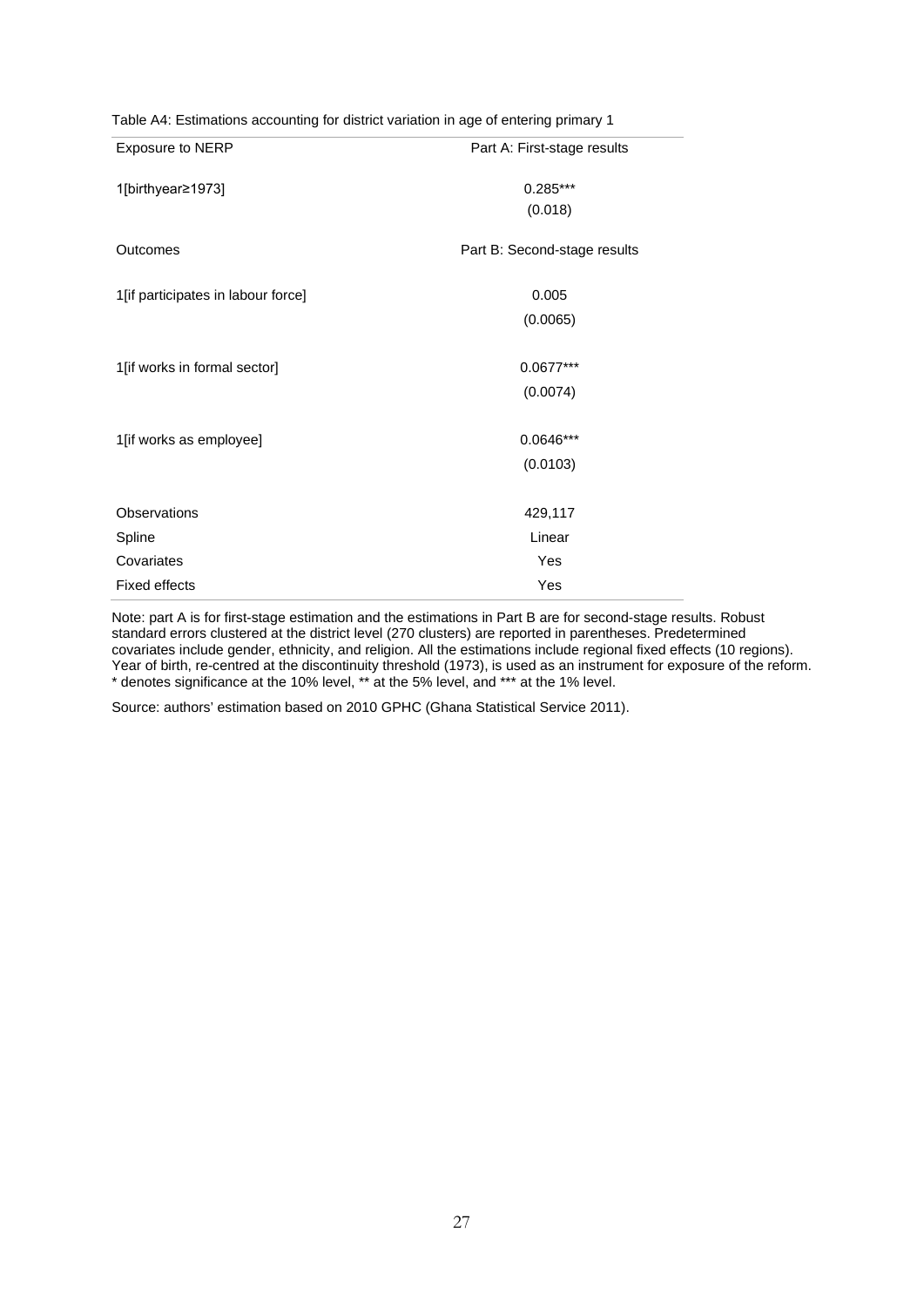Table A4: Estimations accounting for district variation in age of entering primary 1

| Exposure to NERP | Part A: First-stage results |
|---|---|
| 1[birthyear≥1973] | 0.285*** |
| | (0.018) |
| **Outcomes** | **Part B: Second-stage results** |
| 1[if participates in labour force] | 0.005 |
| | (0.0065) |
| 1[if works in formal sector] | 0.0677*** |
| | (0.0074) |
| 1[if works as employee] | 0.0646*** |
| | (0.0103) |
| Observations | 429,117 |
| Spline | Linear |
| Covariates | Yes |
| Fixed effects | Yes |

Note: part A is for first-stage estimation and the estimations in Part B are for second-stage results. Robust standard errors clustered at the district level (270 clusters) are reported in parentheses. Predetermined covariates include gender, ethnicity, and religion. All the estimations include regional fixed effects (10 regions). Year of birth, re-centred at the discontinuity threshold (1973), is used as an instrument for exposure of the reform. * denotes significance at the 10% level, ** at the 5% level, and *** at the 1% level.

Source: authors' estimation based on 2010 GPHC (Ghana Statistical Service 2011).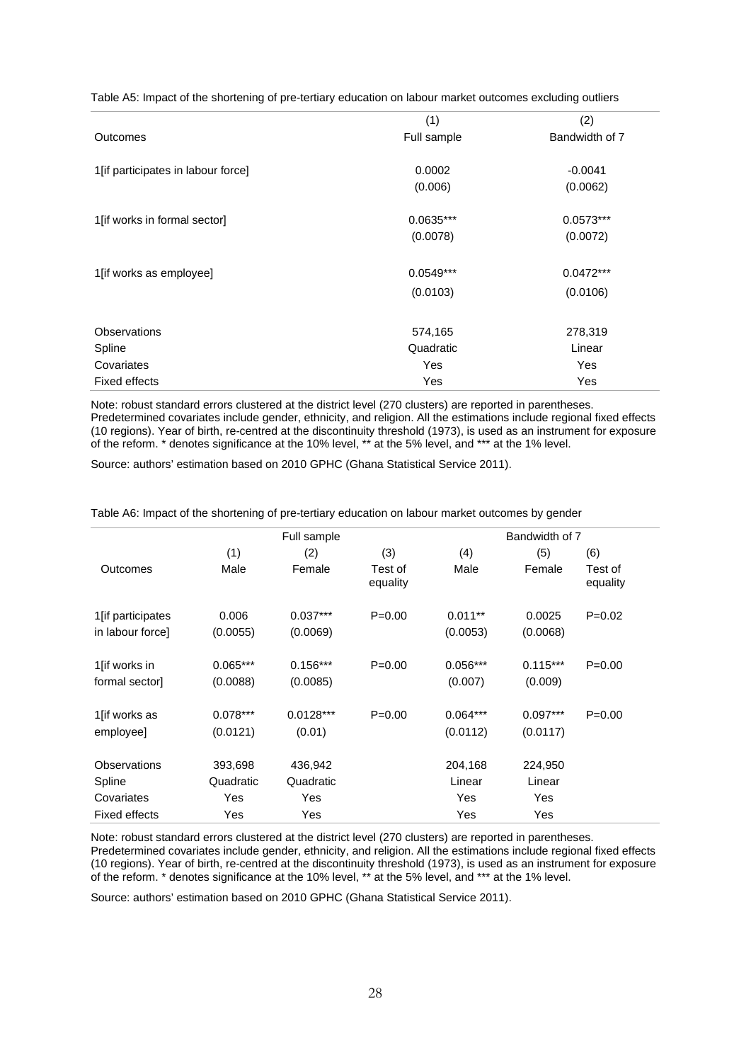Table A5: Impact of the shortening of pre-tertiary education on labour market outcomes excluding outliers

| Outcomes | (1)<br>Full sample | (2)<br>Bandwidth of 7 |
|---|---|---|
| 1[if participates in labour force] | 0.0002 | -0.0041 |
| | (0.006) | (0.0062) |
| 1[if works in formal sector] | 0.0635*** | 0.0573*** |
| | (0.0078) | (0.0072) |
| 1[if works as employee] | 0.0549*** | 0.0472*** |
| | (0.0103) | (0.0106) |
| Observations | 574,165 | 278,319 |
| Spline | Quadratic | Linear |
| Covariates | Yes | Yes |
| Fixed effects | Yes | Yes |

Note: robust standard errors clustered at the district level (270 clusters) are reported in parentheses. Predetermined covariates include gender, ethnicity, and religion. All the estimations include regional fixed effects (10 regions). Year of birth, re-centred at the discontinuity threshold (1973), is used as an instrument for exposure of the reform. * denotes significance at the 10% level, ** at the 5% level, and *** at the 1% level.

Source: authors' estimation based on 2010 GPHC (Ghana Statistical Service 2011).

Table A6: Impact of the shortening of pre-tertiary education on labour market outcomes by gender

| | Full sample | | | Bandwidth of 7 | | |
|---|---|---|---|---|---|---|
| Outcomes | (1)<br>Male | (2)<br>Female | (3)<br>Test of equality | (4)<br>Male | (5)<br>Female | (6)<br>Test of equality |
| 1[if participates in labour force] | 0.006 | 0.037*** | P=0.00 | 0.011** | 0.0025 | P=0.02 |
| | (0.0055) | (0.0069) | | (0.0053) | (0.0068) | |
| 1[if works in formal sector] | 0.065*** | 0.156*** | P=0.00 | 0.056*** | 0.115*** | P=0.00 |
| | (0.0088) | (0.0085) | | (0.007) | (0.009) | |
| 1[if works as employee] | 0.078*** | 0.0128*** | P=0.00 | 0.064*** | 0.097*** | P=0.00 |
| | (0.0121) | (0.01) | | (0.0112) | (0.0117) | |
| Observations | 393,698 | 436,942 | | 204,168 | 224,950 | |
| Spline | Quadratic | Quadratic | | Linear | Linear | |
| Covariates | Yes | Yes | | Yes | Yes | |
| Fixed effects | Yes | Yes | | Yes | Yes | |

Note: robust standard errors clustered at the district level (270 clusters) are reported in parentheses. Predetermined covariates include gender, ethnicity, and religion. All the estimations include regional fixed effects (10 regions). Year of birth, re-centred at the discontinuity threshold (1973), is used as an instrument for exposure of the reform. * denotes significance at the 10% level, ** at the 5% level, and *** at the 1% level.

Source: authors' estimation based on 2010 GPHC (Ghana Statistical Service 2011).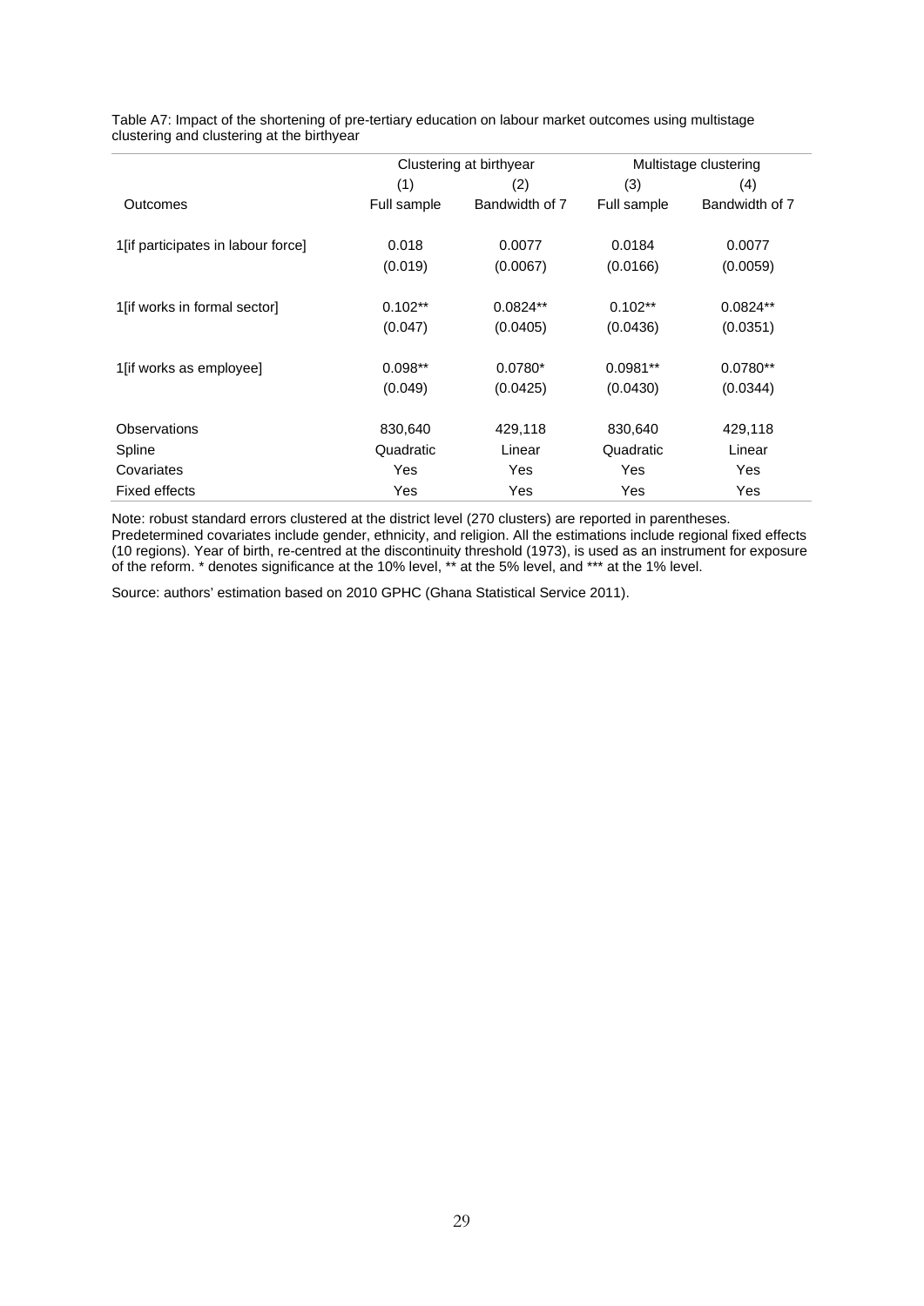Table A7: Impact of the shortening of pre-tertiary education on labour market outcomes using multistage clustering and clustering at the birthyear

| | Clustering at birthyear | | Multistage clustering | |
|---|---|---|---|---|
| | (1) | (2) | (3) | (4) |
| Outcomes | Full sample | Bandwidth of 7 | Full sample | Bandwidth of 7 |
| 1[if participates in labour force] | 0.018 | 0.0077 | 0.0184 | 0.0077 |
| | (0.019) | (0.0067) | (0.0166) | (0.0059) |
| 1[if works in formal sector] | 0.102** | 0.0824** | 0.102** | 0.0824** |
| | (0.047) | (0.0405) | (0.0436) | (0.0351) |
| 1[if works as employee] | 0.098** | 0.0780* | 0.0981** | 0.0780** |
| | (0.049) | (0.0425) | (0.0430) | (0.0344) |
| Observations | 830,640 | 429,118 | 830,640 | 429,118 |
| Spline | Quadratic | Linear | Quadratic | Linear |
| Covariates | Yes | Yes | Yes | Yes |
| Fixed effects | Yes | Yes | Yes | Yes |

Note: robust standard errors clustered at the district level (270 clusters) are reported in parentheses. Predetermined covariates include gender, ethnicity, and religion. All the estimations include regional fixed effects (10 regions). Year of birth, re-centred at the discontinuity threshold (1973), is used as an instrument for exposure of the reform. * denotes significance at the 10% level, ** at the 5% level, and *** at the 1% level.

Source: authors' estimation based on 2010 GPHC (Ghana Statistical Service 2011).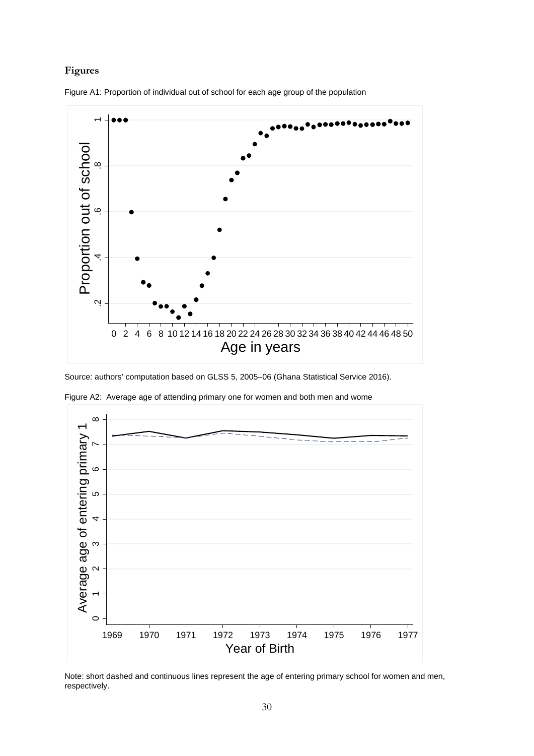**Figures**

Figure A1: Proportion of individual out of school for each age group of the population

Source: authors' computation based on GLSS 5, 2005–06 (Ghana Statistical Service 2016).

Figure A2: Average age of attending primary one for women and both men and wome

Note: short dashed and continuous lines represent the age of entering primary school for women and men, respectively.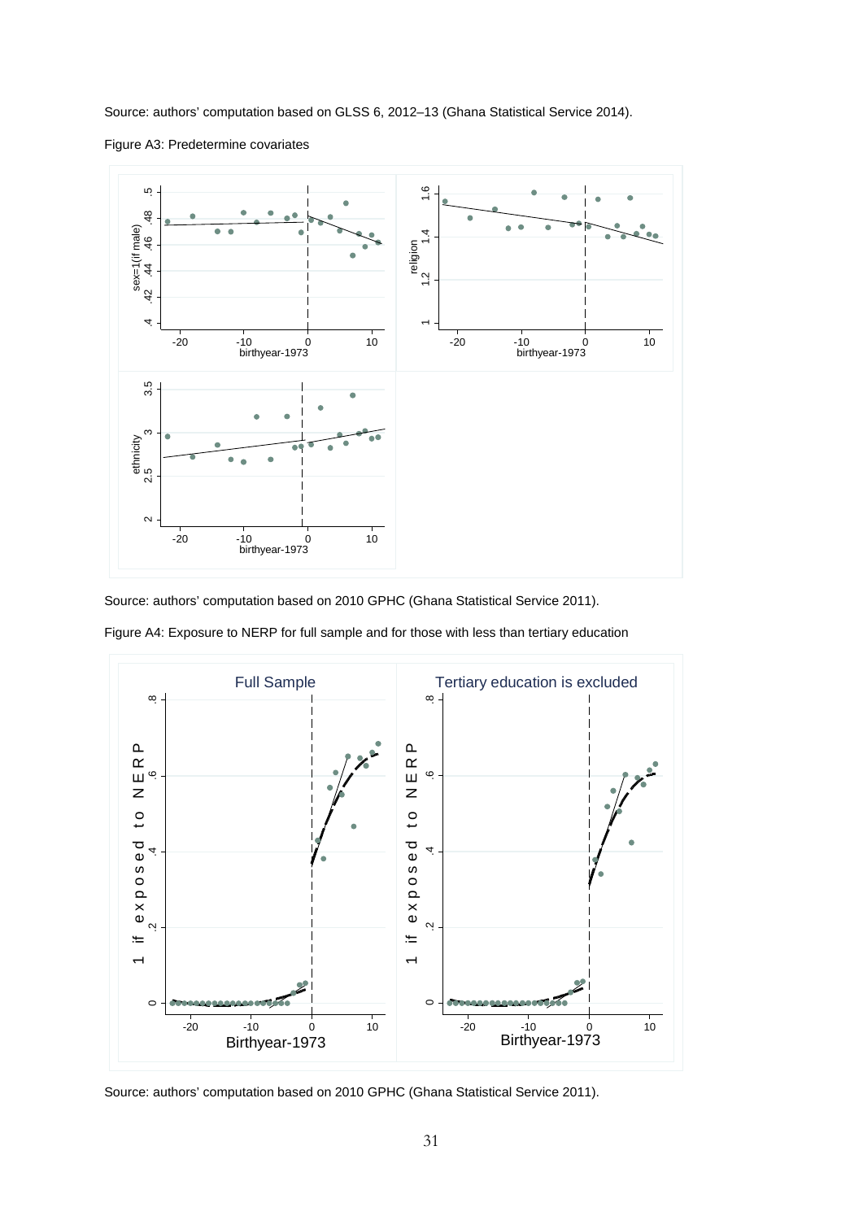Source: authors' computation based on GLSS 6, 2012–13 (Ghana Statistical Service 2014).

Figure A3: Predetermine covariates

Source: authors' computation based on 2010 GPHC (Ghana Statistical Service 2011).

Figure A4: Exposure to NERP for full sample and for those with less than tertiary education

Source: authors' computation based on 2010 GPHC (Ghana Statistical Service 2011).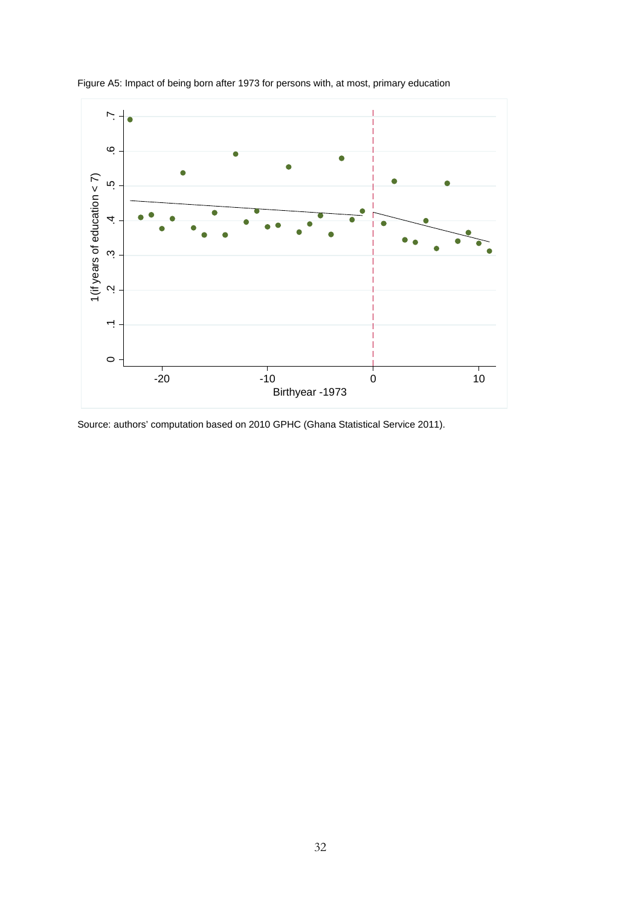Figure A5: Impact of being born after 1973 for persons with, at most, primary education

1(if years of education < 7)

0
.1
.2
.3
.4
.5
.6
.7

-20
-10
0
10

Birthyear -1973

Source: authors' computation based on 2010 GPHC (Ghana Statistical Service 2011).